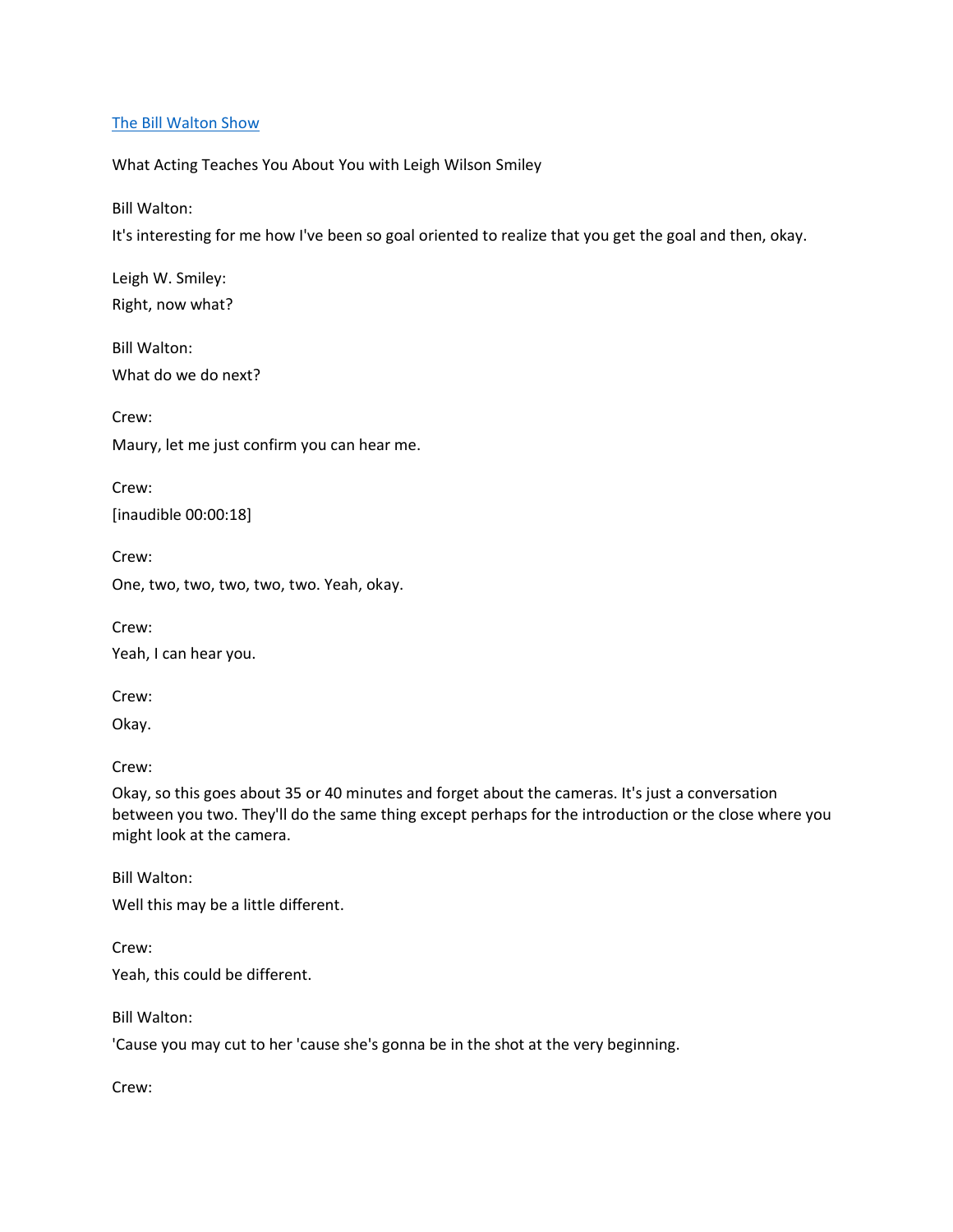[The Bill Walton Show]

What Acting Teaches You About You with Leigh Wilson Smiley

Bill Walton:

It's interesting for me how I've been so goal oriented to realize that you get the goal and then, okay.

Leigh W. Smiley:

Right, now what?

Bill Walton:

What do we do next?

Crew:

Maury, let me just confirm you can hear me.

Crew:

[inaudible 00:00:18]

Crew:

One, two, two, two, two, two. Yeah, okay.

Crew:

Yeah, I can hear you.

Crew:

Okay.

Crew:

Okay, so this goes about 35 or 40 minutes and forget about the cameras. It's just a conversation between you two. They'll do the same thing except perhaps for the introduction or the close where you might look at the camera.

Bill Walton:

Well this may be a little different.

Crew:

Yeah, this could be different.

Bill Walton:

'Cause you may cut to her 'cause she's gonna be in the shot at the very beginning.

Crew: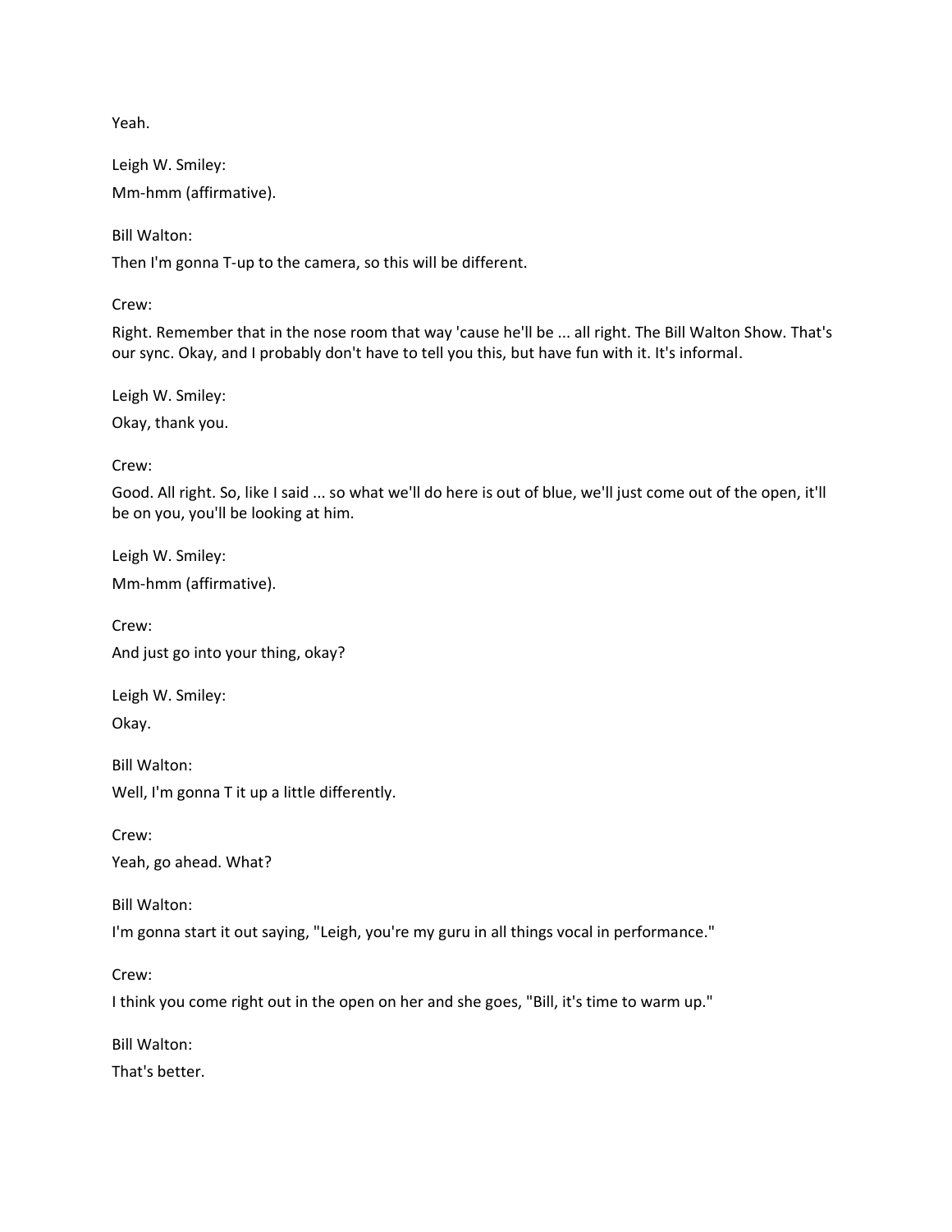Yeah.

Leigh W. Smiley:

Mm-hmm (affirmative).

Bill Walton:

Then I'm gonna T-up to the camera, so this will be different.

Crew:

Right. Remember that in the nose room that way 'cause he'll be ... all right. The Bill Walton Show. That's our sync. Okay, and I probably don't have to tell you this, but have fun with it. It's informal.

Leigh W. Smiley:

Okay, thank you.

Crew:

Good. All right. So, like I said ... so what we'll do here is out of blue, we'll just come out of the open, it'll be on you, you'll be looking at him.

Leigh W. Smiley:

Mm-hmm (affirmative).

Crew:

And just go into your thing, okay?

Leigh W. Smiley:

Okay.

Bill Walton:

Well, I'm gonna T it up a little differently.

Crew:

Yeah, go ahead. What?

Bill Walton:

I'm gonna start it out saying, "Leigh, you're my guru in all things vocal in performance."

Crew:

I think you come right out in the open on her and she goes, "Bill, it's time to warm up."

Bill Walton:

That's better.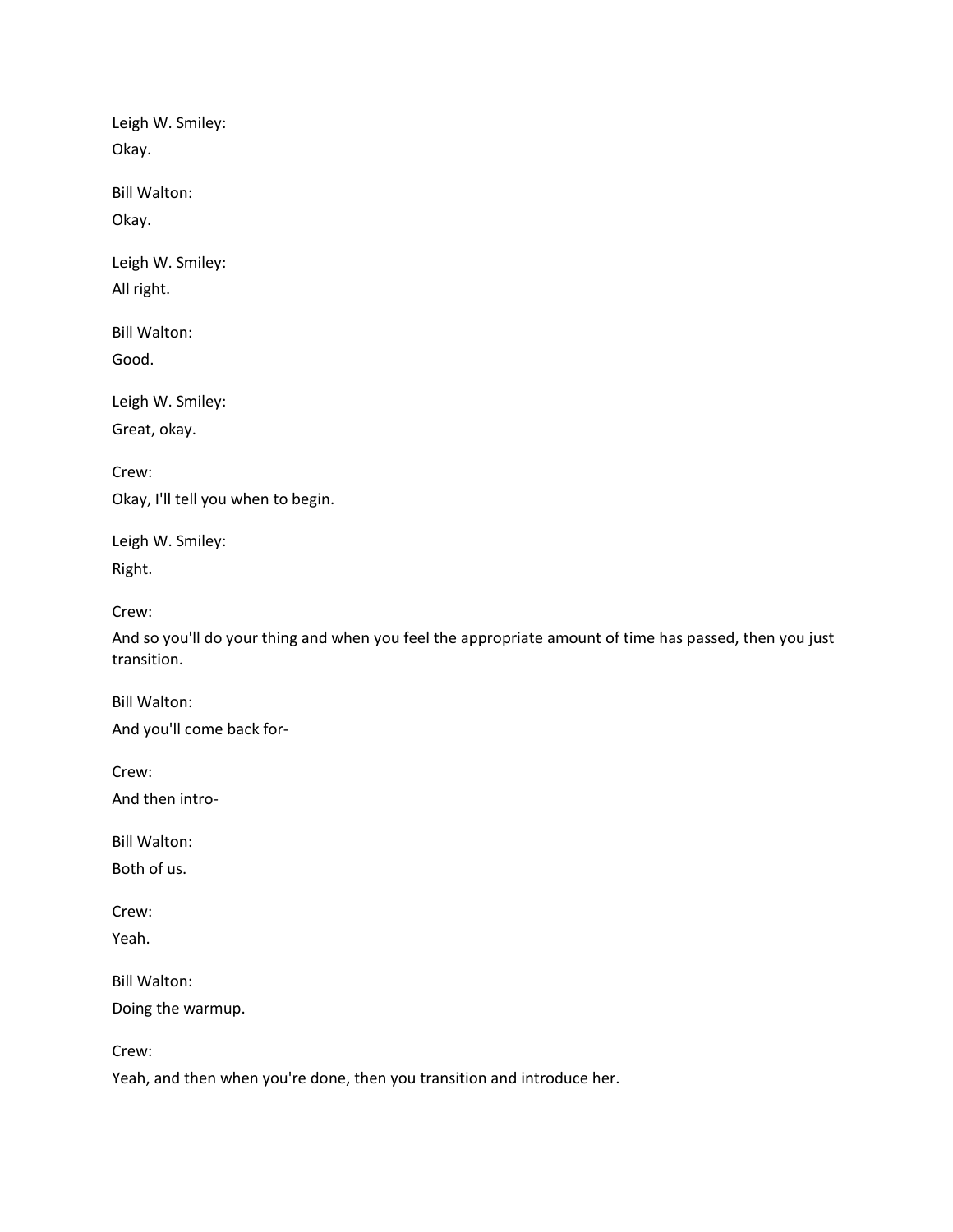Leigh W. Smiley:

Okay.

Bill Walton:

Okay.

Leigh W. Smiley:

All right.

Bill Walton:

Good.

Leigh W. Smiley:

Great, okay.

Crew:

Okay, I'll tell you when to begin.

Leigh W. Smiley:

Right.

Crew:

And so you'll do your thing and when you feel the appropriate amount of time has passed, then you just transition.

Bill Walton:

And you'll come back for-

Crew:

And then intro-

Bill Walton:

Both of us.

Crew:

Yeah.

Bill Walton:

Doing the warmup.

Crew:

Yeah, and then when you're done, then you transition and introduce her.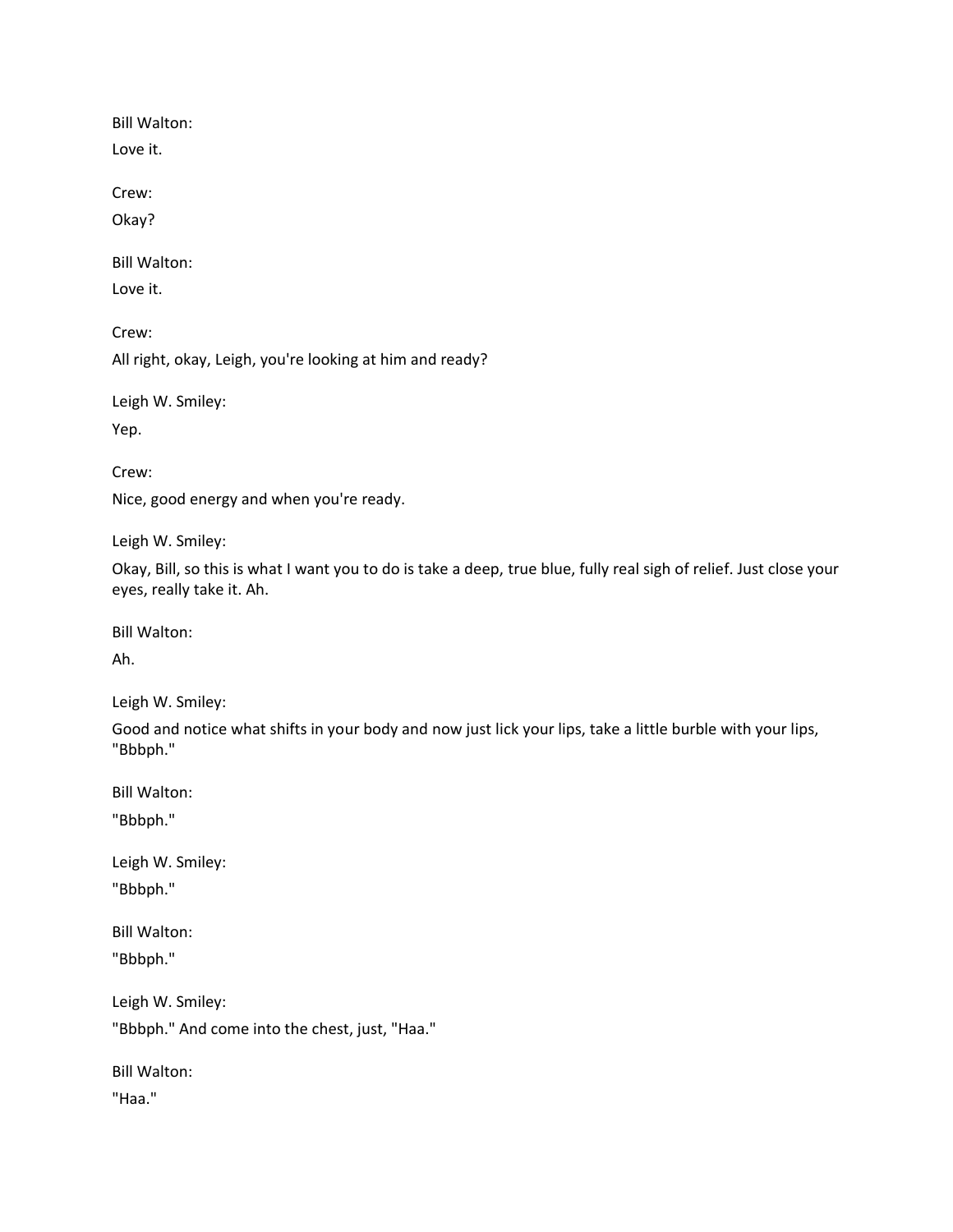Bill Walton:

Love it.

Crew:

Okay?

Bill Walton:

Love it.

Crew:

All right, okay, Leigh, you're looking at him and ready?

Leigh W. Smiley:

Yep.

Crew:

Nice, good energy and when you're ready.

Leigh W. Smiley:

Okay, Bill, so this is what I want you to do is take a deep, true blue, fully real sigh of relief. Just close your eyes, really take it. Ah.

Bill Walton:

Ah.

Leigh W. Smiley:

Good and notice what shifts in your body and now just lick your lips, take a little burble with your lips, "Bbbph."

Bill Walton:

"Bbbph."

Leigh W. Smiley:

"Bbbph."

Bill Walton:

"Bbbph."

Leigh W. Smiley:

"Bbbph." And come into the chest, just, "Haa."

Bill Walton:

"Haa."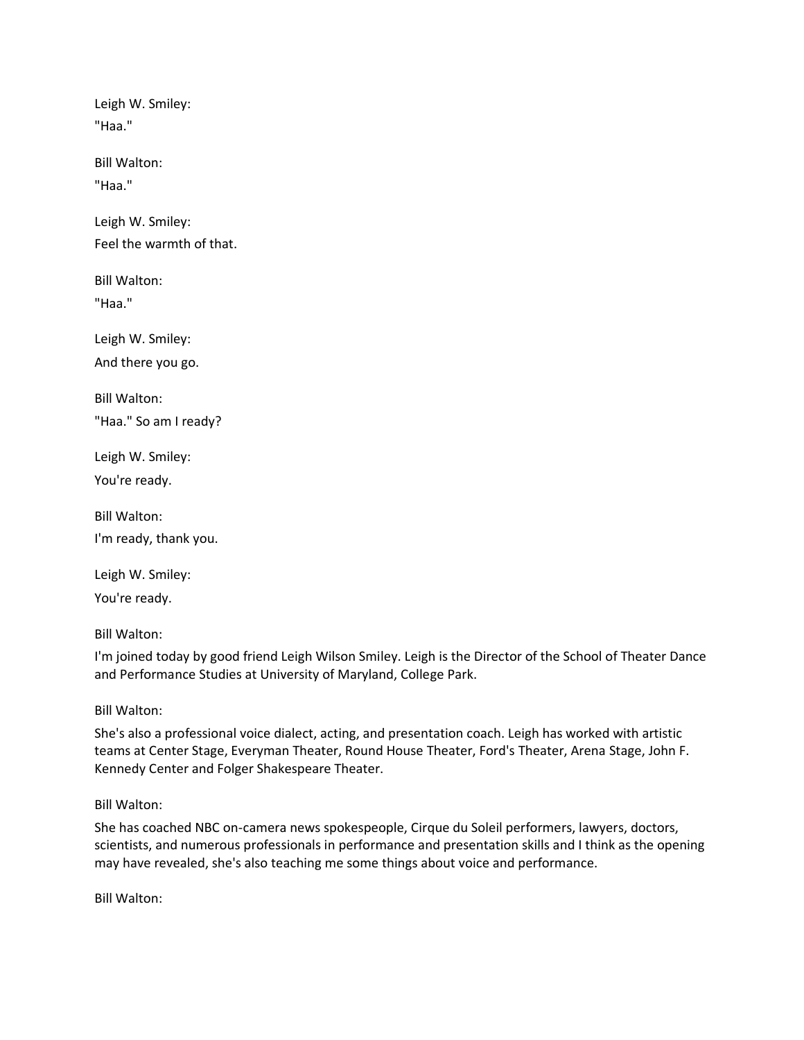Leigh W. Smiley:

"Haa."

Bill Walton:

"Haa."

Leigh W. Smiley:

Feel the warmth of that.

Bill Walton:

"Haa."

Leigh W. Smiley:

And there you go.

Bill Walton:

"Haa." So am I ready?

Leigh W. Smiley:

You're ready.

Bill Walton:

I'm ready, thank you.

Leigh W. Smiley:

You're ready.

Bill Walton:

I'm joined today by good friend Leigh Wilson Smiley. Leigh is the Director of the School of Theater Dance and Performance Studies at University of Maryland, College Park.

Bill Walton:

She's also a professional voice dialect, acting, and presentation coach. Leigh has worked with artistic teams at Center Stage, Everyman Theater, Round House Theater, Ford's Theater, Arena Stage, John F. Kennedy Center and Folger Shakespeare Theater.

Bill Walton:

She has coached NBC on-camera news spokespeople, Cirque du Soleil performers, lawyers, doctors, scientists, and numerous professionals in performance and presentation skills and I think as the opening may have revealed, she's also teaching me some things about voice and performance.

Bill Walton: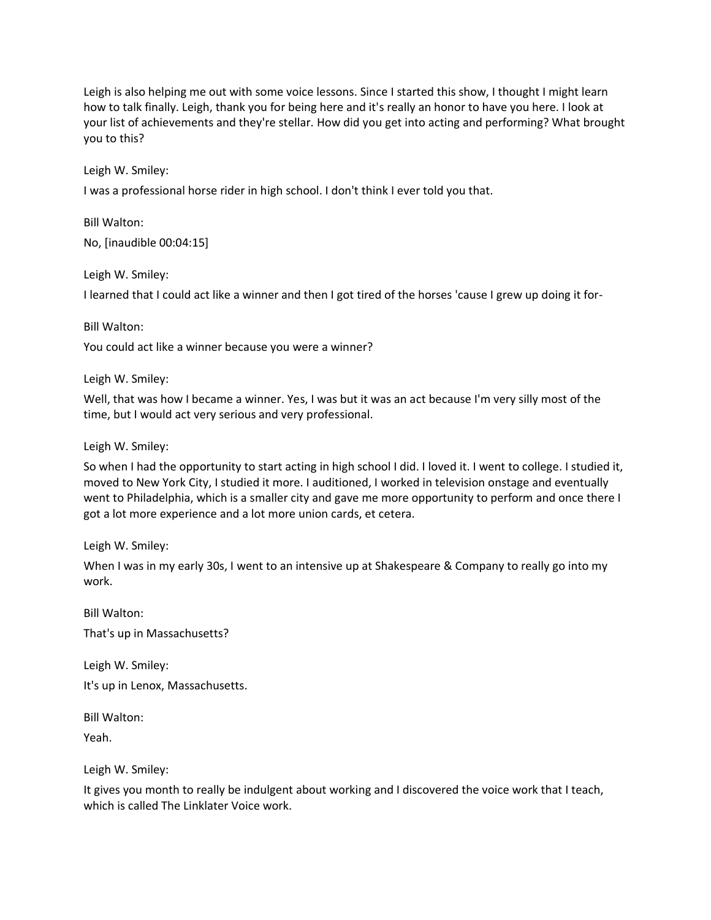Leigh is also helping me out with some voice lessons. Since I started this show, I thought I might learn how to talk finally. Leigh, thank you for being here and it's really an honor to have you here. I look at your list of achievements and they're stellar. How did you get into acting and performing? What brought you to this?

Leigh W. Smiley:

I was a professional horse rider in high school. I don't think I ever told you that.

Bill Walton:

No, [inaudible 00:04:15]

Leigh W. Smiley:

I learned that I could act like a winner and then I got tired of the horses 'cause I grew up doing it for-

Bill Walton:

You could act like a winner because you were a winner?

Leigh W. Smiley:

Well, that was how I became a winner. Yes, I was but it was an act because I'm very silly most of the time, but I would act very serious and very professional.

Leigh W. Smiley:

So when I had the opportunity to start acting in high school I did. I loved it. I went to college. I studied it, moved to New York City, I studied it more. I auditioned, I worked in television onstage and eventually went to Philadelphia, which is a smaller city and gave me more opportunity to perform and once there I got a lot more experience and a lot more union cards, et cetera.

Leigh W. Smiley:

When I was in my early 30s, I went to an intensive up at Shakespeare & Company to really go into my work.

Bill Walton:

That's up in Massachusetts?

Leigh W. Smiley:

It's up in Lenox, Massachusetts.

Bill Walton:

Yeah.

Leigh W. Smiley:

It gives you month to really be indulgent about working and I discovered the voice work that I teach, which is called The Linklater Voice work.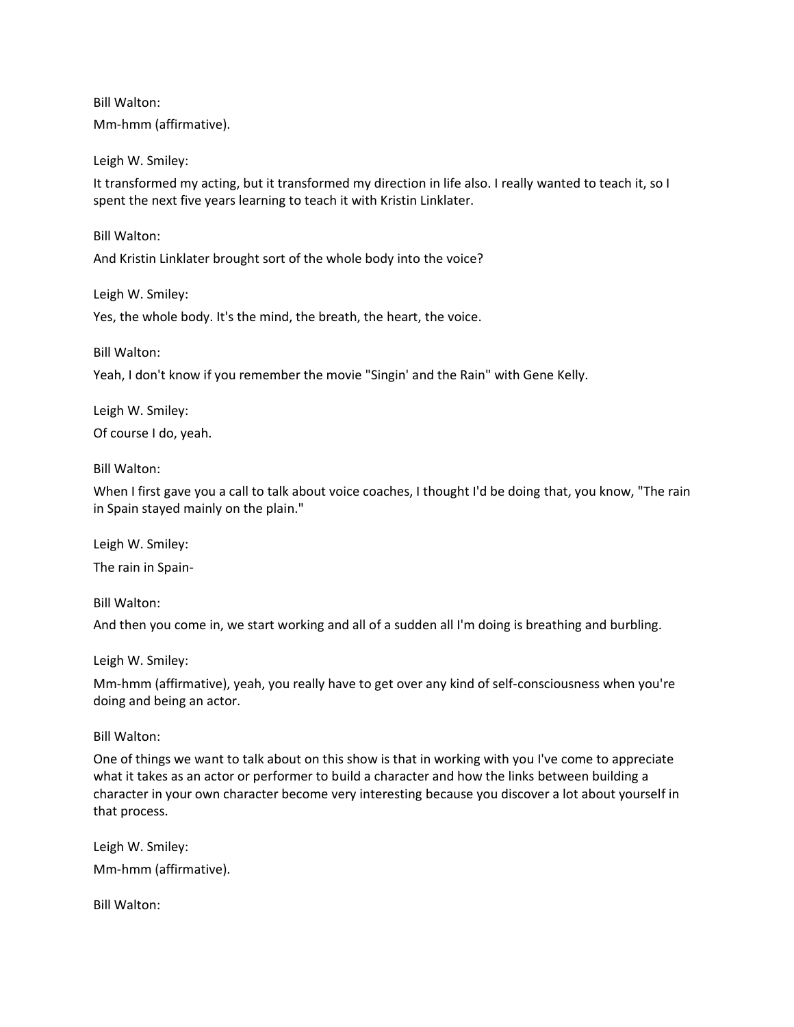Bill Walton:

Mm-hmm (affirmative).

Leigh W. Smiley:

It transformed my acting, but it transformed my direction in life also. I really wanted to teach it, so I spent the next five years learning to teach it with Kristin Linklater.

Bill Walton:

And Kristin Linklater brought sort of the whole body into the voice?

Leigh W. Smiley:

Yes, the whole body. It's the mind, the breath, the heart, the voice.

Bill Walton:

Yeah, I don't know if you remember the movie "Singin' and the Rain" with Gene Kelly.

Leigh W. Smiley:

Of course I do, yeah.

Bill Walton:

When I first gave you a call to talk about voice coaches, I thought I'd be doing that, you know, "The rain in Spain stayed mainly on the plain."

Leigh W. Smiley:

The rain in Spain-

Bill Walton:

And then you come in, we start working and all of a sudden all I'm doing is breathing and burbling.

Leigh W. Smiley:

Mm-hmm (affirmative), yeah, you really have to get over any kind of self-consciousness when you're doing and being an actor.

Bill Walton:

One of things we want to talk about on this show is that in working with you I've come to appreciate what it takes as an actor or performer to build a character and how the links between building a character in your own character become very interesting because you discover a lot about yourself in that process.

Leigh W. Smiley:

Mm-hmm (affirmative).

Bill Walton: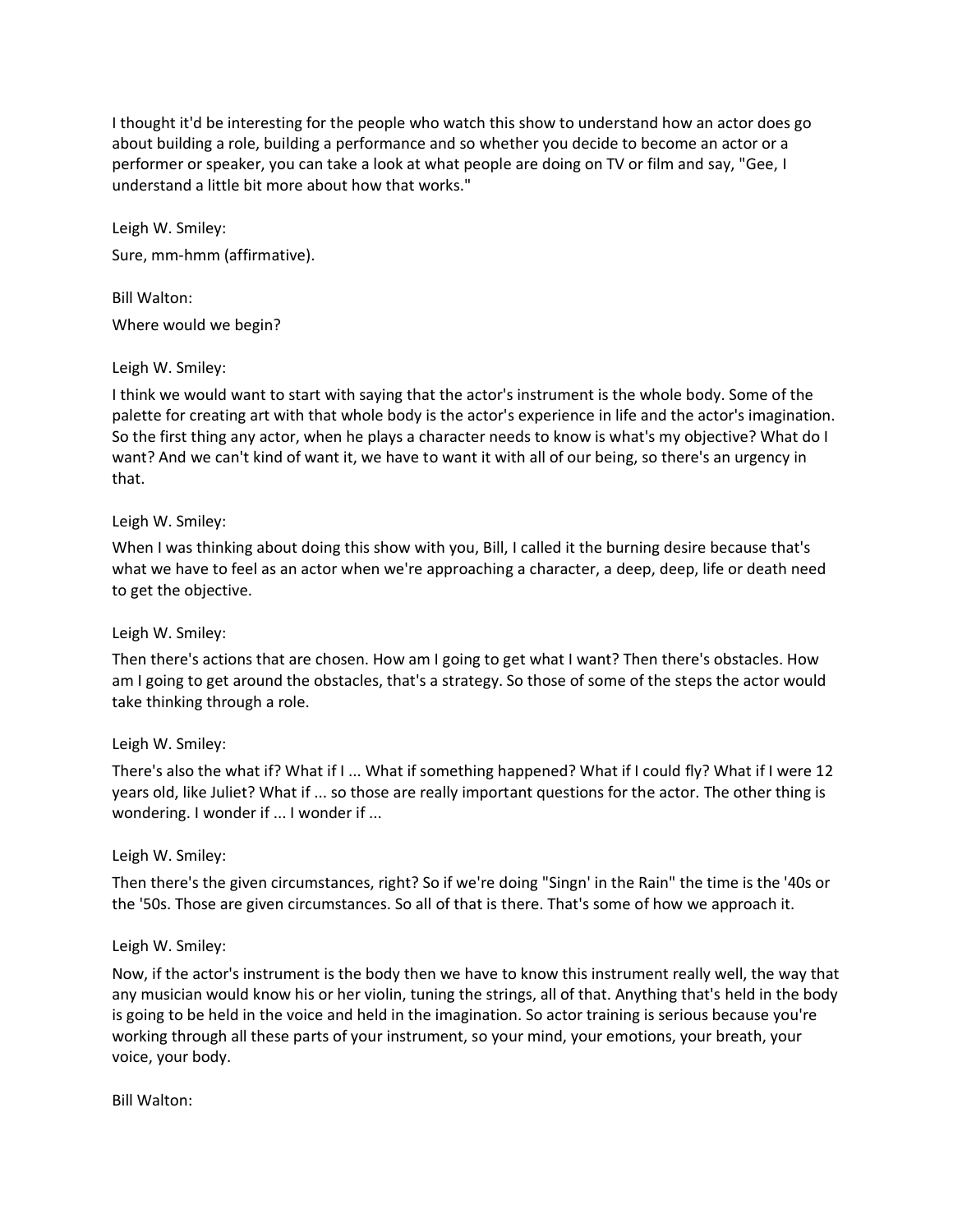I thought it'd be interesting for the people who watch this show to understand how an actor does go about building a role, building a performance and so whether you decide to become an actor or a performer or speaker, you can take a look at what people are doing on TV or film and say, "Gee, I understand a little bit more about how that works."

Leigh W. Smiley:

Sure, mm-hmm (affirmative).

Bill Walton:

Where would we begin?

Leigh W. Smiley:

I think we would want to start with saying that the actor's instrument is the whole body. Some of the palette for creating art with that whole body is the actor's experience in life and the actor's imagination. So the first thing any actor, when he plays a character needs to know is what's my objective? What do I want? And we can't kind of want it, we have to want it with all of our being, so there's an urgency in that.

Leigh W. Smiley:

When I was thinking about doing this show with you, Bill, I called it the burning desire because that's what we have to feel as an actor when we're approaching a character, a deep, deep, life or death need to get the objective.

Leigh W. Smiley:

Then there's actions that are chosen. How am I going to get what I want? Then there's obstacles. How am I going to get around the obstacles, that's a strategy. So those of some of the steps the actor would take thinking through a role.

Leigh W. Smiley:

There's also the what if? What if I ... What if something happened? What if I could fly? What if I were 12 years old, like Juliet? What if ... so those are really important questions for the actor. The other thing is wondering. I wonder if ... I wonder if ...

Leigh W. Smiley:

Then there's the given circumstances, right? So if we're doing "Singn' in the Rain" the time is the '40s or the '50s. Those are given circumstances. So all of that is there. That's some of how we approach it.

Leigh W. Smiley:

Now, if the actor's instrument is the body then we have to know this instrument really well, the way that any musician would know his or her violin, tuning the strings, all of that. Anything that's held in the body is going to be held in the voice and held in the imagination. So actor training is serious because you're working through all these parts of your instrument, so your mind, your emotions, your breath, your voice, your body.

Bill Walton: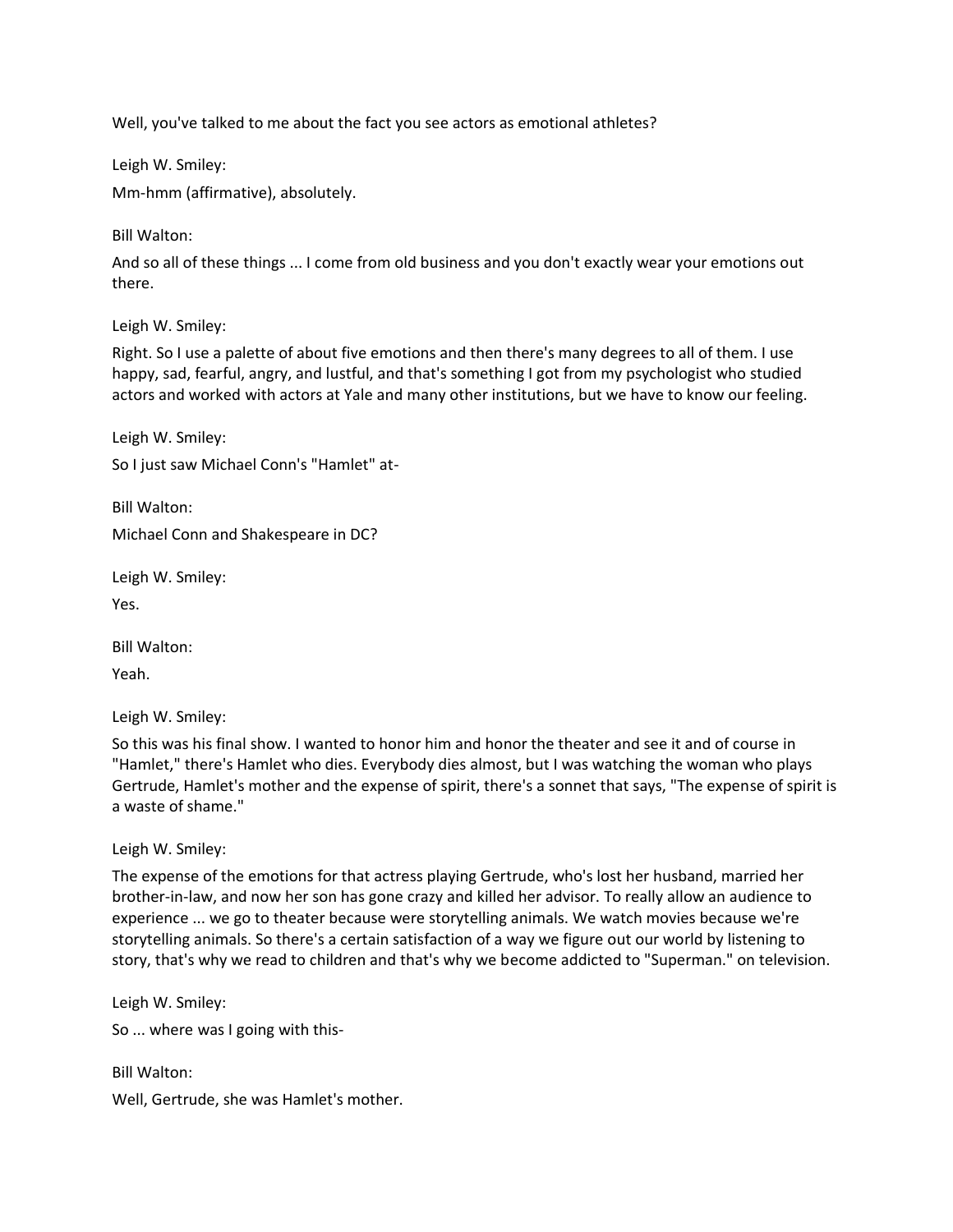Well, you've talked to me about the fact you see actors as emotional athletes?

Leigh W. Smiley:

Mm-hmm (affirmative), absolutely.

Bill Walton:

And so all of these things ... I come from old business and you don't exactly wear your emotions out there.

Leigh W. Smiley:

Right. So I use a palette of about five emotions and then there's many degrees to all of them. I use happy, sad, fearful, angry, and lustful, and that's something I got from my psychologist who studied actors and worked with actors at Yale and many other institutions, but we have to know our feeling.

Leigh W. Smiley:

So I just saw Michael Conn's "Hamlet" at-

Bill Walton:

Michael Conn and Shakespeare in DC?

Leigh W. Smiley:

Yes.

Bill Walton:

Yeah.

Leigh W. Smiley:

So this was his final show. I wanted to honor him and honor the theater and see it and of course in "Hamlet," there's Hamlet who dies. Everybody dies almost, but I was watching the woman who plays Gertrude, Hamlet's mother and the expense of spirit, there's a sonnet that says, "The expense of spirit is a waste of shame."

Leigh W. Smiley:

The expense of the emotions for that actress playing Gertrude, who's lost her husband, married her brother-in-law, and now her son has gone crazy and killed her advisor. To really allow an audience to experience ... we go to theater because were storytelling animals. We watch movies because we're storytelling animals. So there's a certain satisfaction of a way we figure out our world by listening to story, that's why we read to children and that's why we become addicted to "Superman." on television.

Leigh W. Smiley:

So ... where was I going with this-

Bill Walton:

Well, Gertrude, she was Hamlet's mother.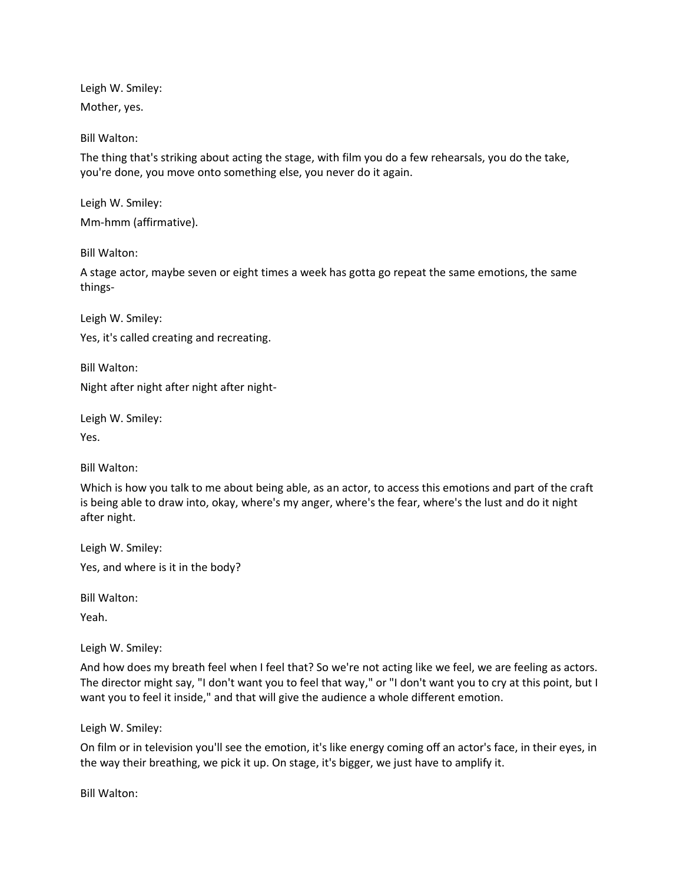Leigh W. Smiley:

Mother, yes.

Bill Walton:

The thing that's striking about acting the stage, with film you do a few rehearsals, you do the take, you're done, you move onto something else, you never do it again.

Leigh W. Smiley:

Mm-hmm (affirmative).

Bill Walton:

A stage actor, maybe seven or eight times a week has gotta go repeat the same emotions, the same things-

Leigh W. Smiley:

Yes, it's called creating and recreating.

Bill Walton:

Night after night after night after night-

Leigh W. Smiley:

Yes.

Bill Walton:

Which is how you talk to me about being able, as an actor, to access this emotions and part of the craft is being able to draw into, okay, where's my anger, where's the fear, where's the lust and do it night after night.

Leigh W. Smiley:

Yes, and where is it in the body?

Bill Walton:

Yeah.

Leigh W. Smiley:

And how does my breath feel when I feel that? So we're not acting like we feel, we are feeling as actors. The director might say, "I don't want you to feel that way," or "I don't want you to cry at this point, but I want you to feel it inside," and that will give the audience a whole different emotion.

Leigh W. Smiley:

On film or in television you'll see the emotion, it's like energy coming off an actor's face, in their eyes, in the way their breathing, we pick it up. On stage, it's bigger, we just have to amplify it.

Bill Walton: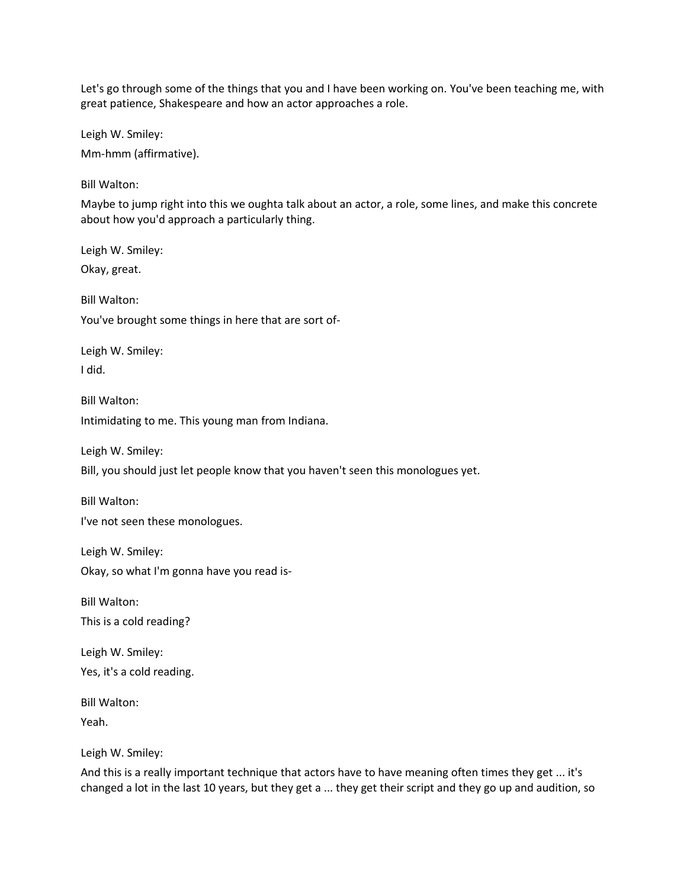Let's go through some of the things that you and I have been working on. You've been teaching me, with great patience, Shakespeare and how an actor approaches a role.

Leigh W. Smiley:

Mm-hmm (affirmative).

Bill Walton:

Maybe to jump right into this we oughta talk about an actor, a role, some lines, and make this concrete about how you'd approach a particularly thing.

Leigh W. Smiley:

Okay, great.

Bill Walton:

You've brought some things in here that are sort of-

Leigh W. Smiley:

I did.

Bill Walton:

Intimidating to me. This young man from Indiana.

Leigh W. Smiley:

Bill, you should just let people know that you haven't seen this monologues yet.

Bill Walton:

I've not seen these monologues.

Leigh W. Smiley:

Okay, so what I'm gonna have you read is-

Bill Walton:

This is a cold reading?

Leigh W. Smiley:

Yes, it's a cold reading.

Bill Walton:

Yeah.

Leigh W. Smiley:

And this is a really important technique that actors have to have meaning often times they get ... it's changed a lot in the last 10 years, but they get a ... they get their script and they go up and audition, so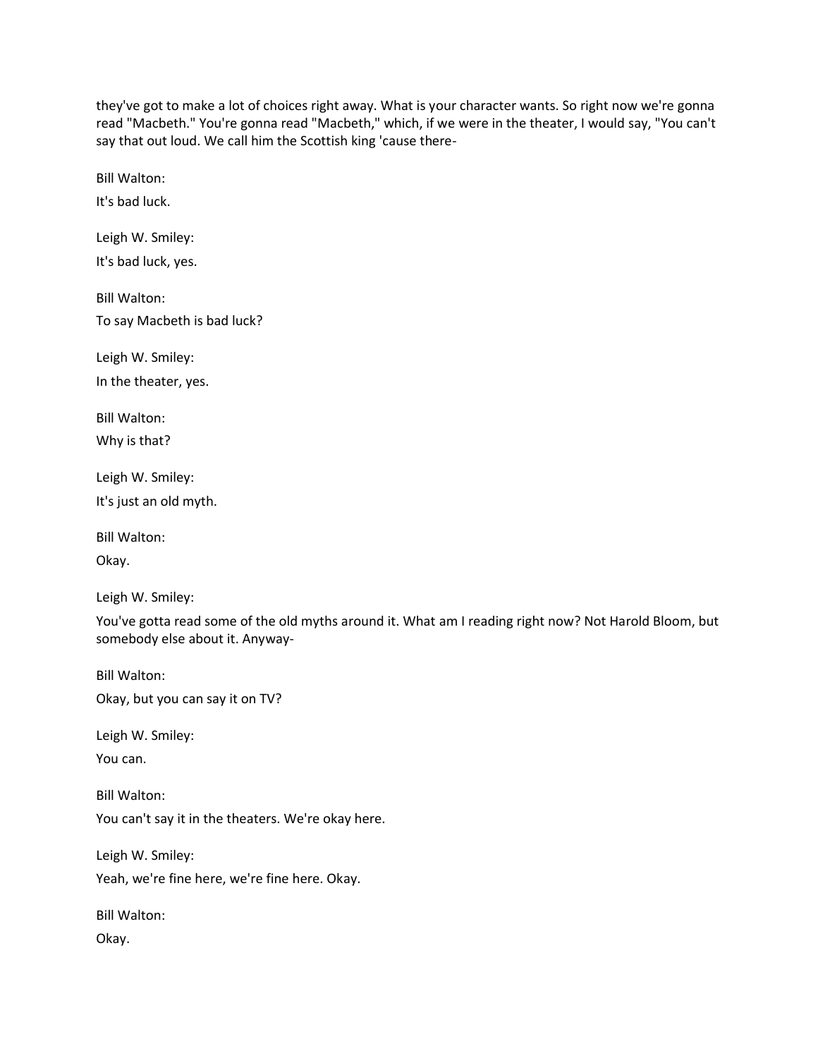they've got to make a lot of choices right away. What is your character wants. So right now we're gonna read "Macbeth." You're gonna read "Macbeth," which, if we were in the theater, I would say, "You can't say that out loud. We call him the Scottish king 'cause there-

Bill Walton:

It's bad luck.

Leigh W. Smiley:

It's bad luck, yes.

Bill Walton:

To say Macbeth is bad luck?

Leigh W. Smiley:

In the theater, yes.

Bill Walton:

Why is that?

Leigh W. Smiley:

It's just an old myth.

Bill Walton:

Okay.

Leigh W. Smiley:

You've gotta read some of the old myths around it. What am I reading right now? Not Harold Bloom, but somebody else about it. Anyway-

Bill Walton:

Okay, but you can say it on TV?

Leigh W. Smiley:

You can.

Bill Walton:

You can't say it in the theaters. We're okay here.

Leigh W. Smiley:

Yeah, we're fine here, we're fine here. Okay.

Bill Walton:

Okay.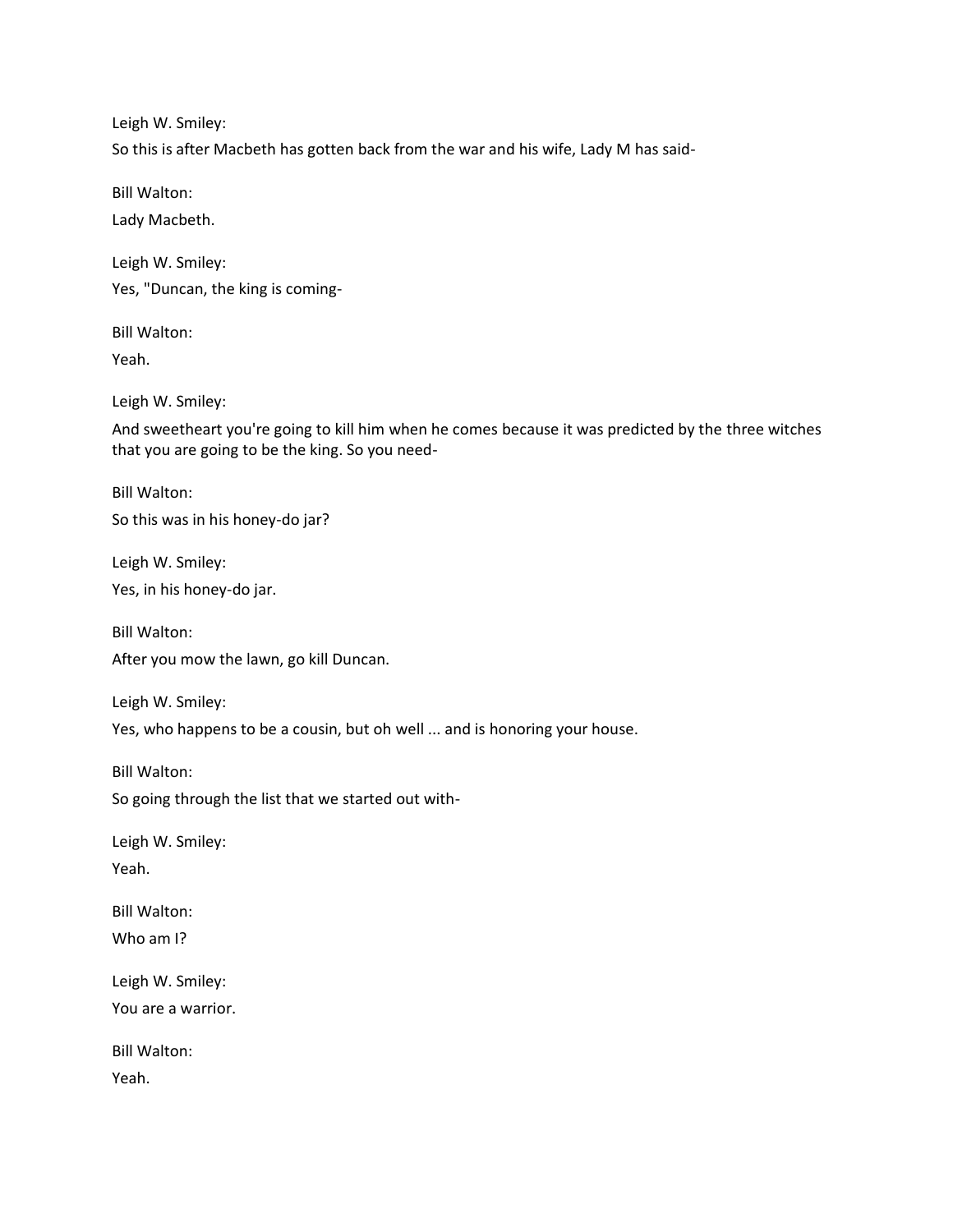Leigh W. Smiley:

So this is after Macbeth has gotten back from the war and his wife, Lady M has said-

Bill Walton:

Lady Macbeth.

Leigh W. Smiley:

Yes, "Duncan, the king is coming-

Bill Walton:

Yeah.

Leigh W. Smiley:

And sweetheart you're going to kill him when he comes because it was predicted by the three witches that you are going to be the king. So you need-

Bill Walton:

So this was in his honey-do jar?

Leigh W. Smiley:

Yes, in his honey-do jar.

Bill Walton:

After you mow the lawn, go kill Duncan.

Leigh W. Smiley:

Yes, who happens to be a cousin, but oh well ... and is honoring your house.

Bill Walton:

So going through the list that we started out with-

Leigh W. Smiley:

Yeah.

Bill Walton:

Who am I?

Leigh W. Smiley:

You are a warrior.

Bill Walton:

Yeah.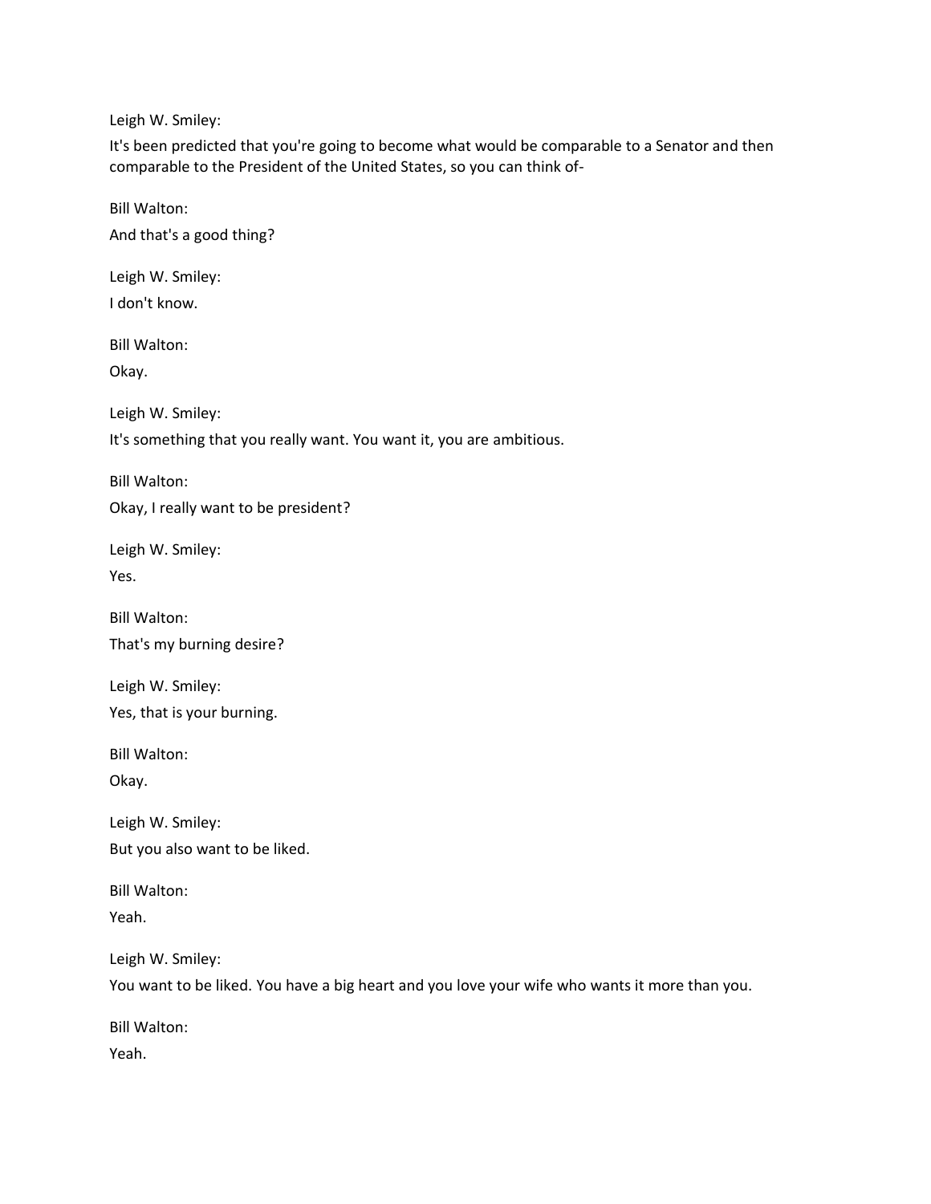Leigh W. Smiley:

It's been predicted that you're going to become what would be comparable to a Senator and then comparable to the President of the United States, so you can think of-

Bill Walton:

And that's a good thing?

Leigh W. Smiley:

I don't know.

Bill Walton:

Okay.

Leigh W. Smiley:

It's something that you really want. You want it, you are ambitious.

Bill Walton:

Okay, I really want to be president?

Leigh W. Smiley:

Yes.

Bill Walton:

That's my burning desire?

Leigh W. Smiley:

Yes, that is your burning.

Bill Walton:

Okay.

Leigh W. Smiley:

But you also want to be liked.

Bill Walton:

Yeah.

Leigh W. Smiley:

You want to be liked. You have a big heart and you love your wife who wants it more than you.

Bill Walton:

Yeah.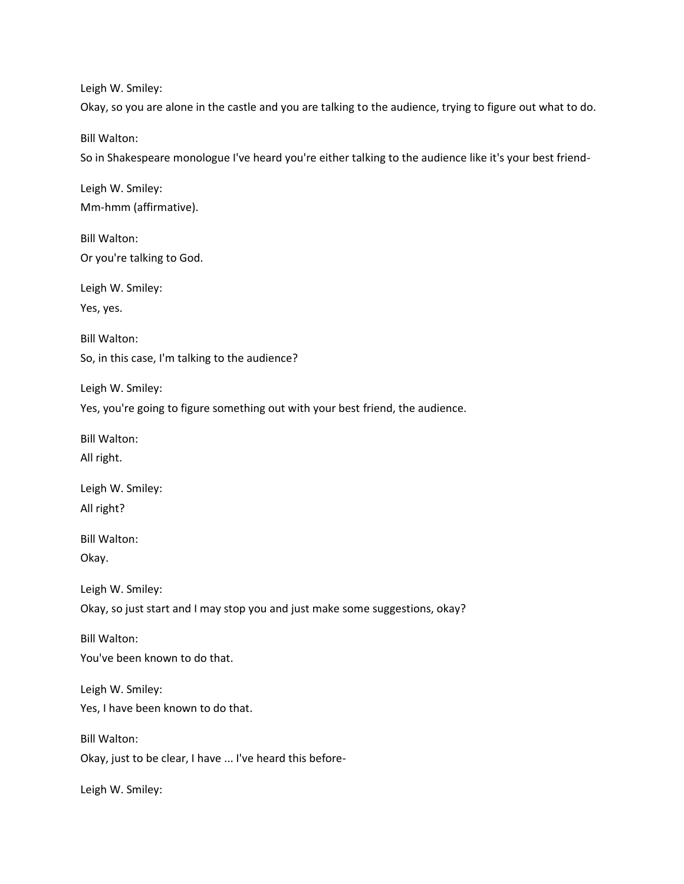Leigh W. Smiley:

Okay, so you are alone in the castle and you are talking to the audience, trying to figure out what to do.

Bill Walton:

So in Shakespeare monologue I've heard you're either talking to the audience like it's your best friend-

Leigh W. Smiley:

Mm-hmm (affirmative).

Bill Walton:

Or you're talking to God.

Leigh W. Smiley:

Yes, yes.

Bill Walton:

So, in this case, I'm talking to the audience?

Leigh W. Smiley:

Yes, you're going to figure something out with your best friend, the audience.

Bill Walton:

All right.

Leigh W. Smiley:

All right?

Bill Walton:

Okay.

Leigh W. Smiley:

Okay, so just start and I may stop you and just make some suggestions, okay?

Bill Walton:

You've been known to do that.

Leigh W. Smiley:

Yes, I have been known to do that.

Bill Walton:

Okay, just to be clear, I have ... I've heard this before-

Leigh W. Smiley: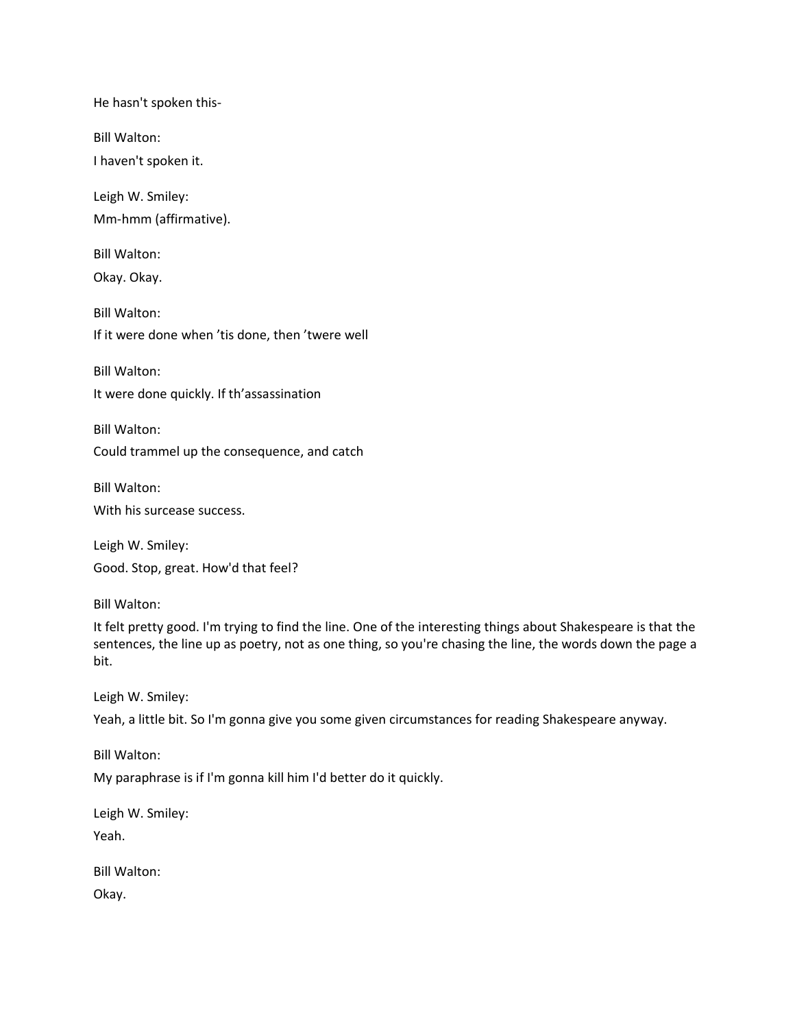He hasn't spoken this-

Bill Walton:

I haven't spoken it.

Leigh W. Smiley:

Mm-hmm (affirmative).

Bill Walton:

Okay. Okay.

Bill Walton:

If it were done when ’tis done, then ’twere well

Bill Walton:

It were done quickly. If th’assassination

Bill Walton:

Could trammel up the consequence, and catch

Bill Walton:

With his surcease success.

Leigh W. Smiley:

Good. Stop, great. How'd that feel?

Bill Walton:

It felt pretty good. I'm trying to find the line. One of the interesting things about Shakespeare is that the sentences, the line up as poetry, not as one thing, so you're chasing the line, the words down the page a bit.

Leigh W. Smiley:

Yeah, a little bit. So I'm gonna give you some given circumstances for reading Shakespeare anyway.

Bill Walton:

My paraphrase is if I'm gonna kill him I'd better do it quickly.

Leigh W. Smiley:

Yeah.

Bill Walton:

Okay.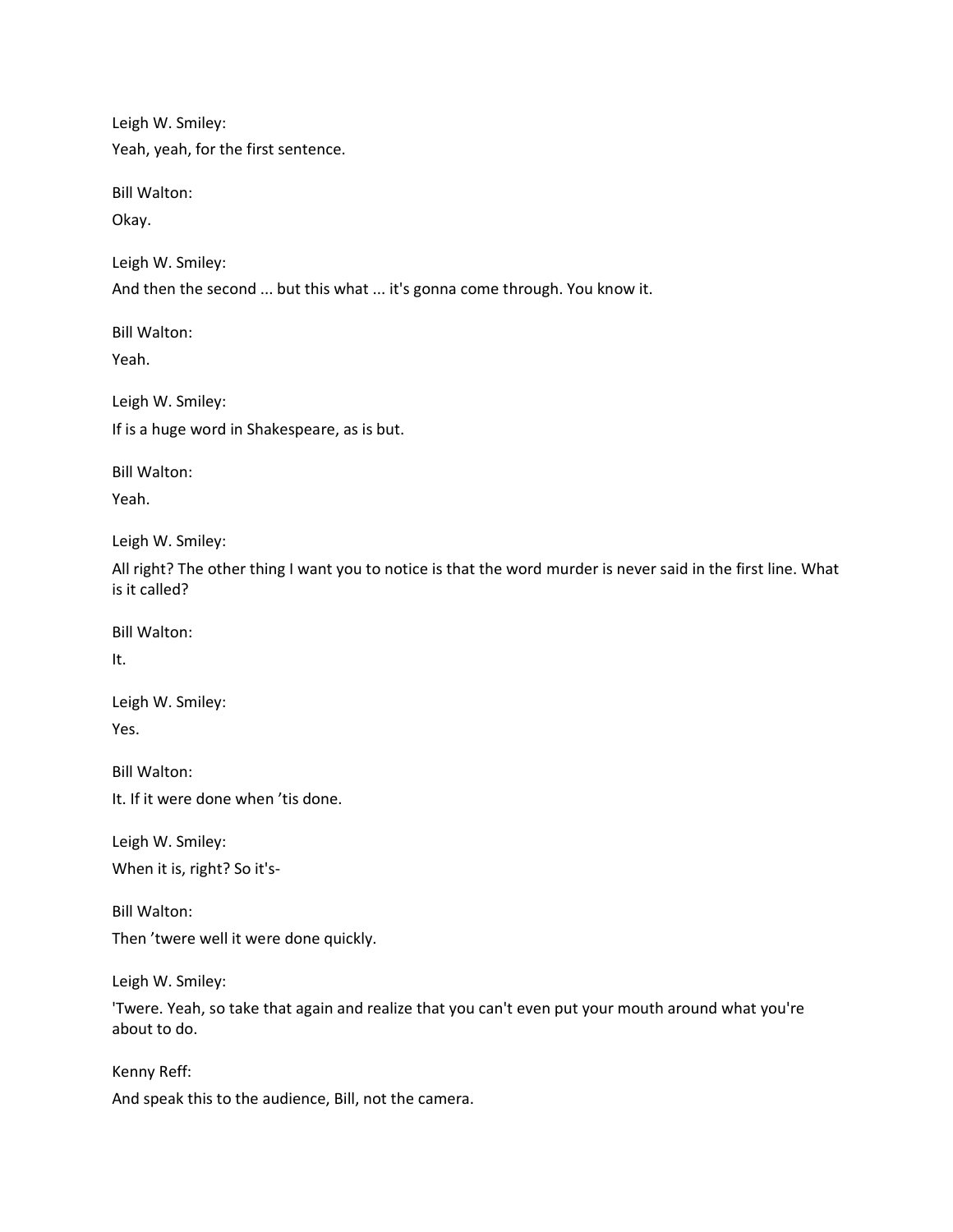Leigh W. Smiley:

Yeah, yeah, for the first sentence.

Bill Walton:

Okay.

Leigh W. Smiley:

And then the second ... but this what ... it's gonna come through. You know it.

Bill Walton:

Yeah.

Leigh W. Smiley:

If is a huge word in Shakespeare, as is but.

Bill Walton:

Yeah.

Leigh W. Smiley:

All right? The other thing I want you to notice is that the word murder is never said in the first line. What is it called?

Bill Walton:

It.

Leigh W. Smiley:

Yes.

Bill Walton:

It. If it were done when ’tis done.

Leigh W. Smiley:

When it is, right? So it's-

Bill Walton:

Then ’twere well it were done quickly.

Leigh W. Smiley:

'Twere. Yeah, so take that again and realize that you can't even put your mouth around what you're about to do.

Kenny Reff:

And speak this to the audience, Bill, not the camera.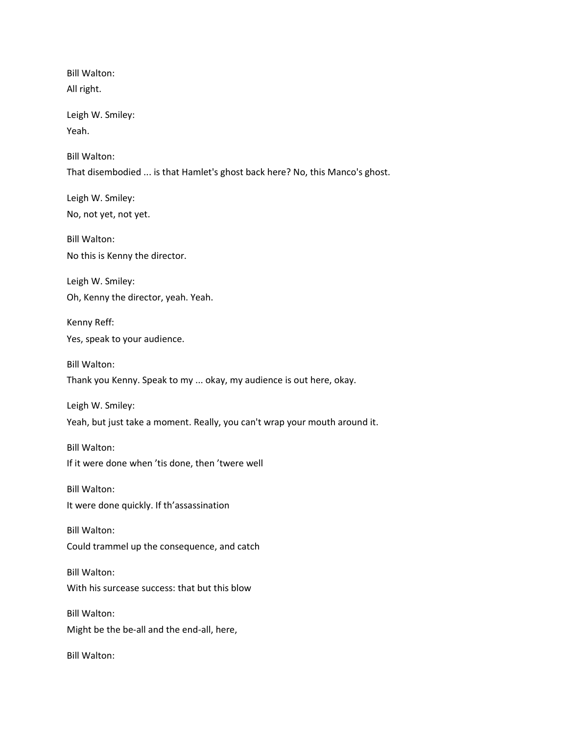Bill Walton:
All right.

Leigh W. Smiley:
Yeah.

Bill Walton:
That disembodied ... is that Hamlet's ghost back here? No, this Manco's ghost.

Leigh W. Smiley:
No, not yet, not yet.

Bill Walton:
No this is Kenny the director.

Leigh W. Smiley:
Oh, Kenny the director, yeah. Yeah.

Kenny Reff:
Yes, speak to your audience.

Bill Walton:
Thank you Kenny. Speak to my ... okay, my audience is out here, okay.

Leigh W. Smiley:
Yeah, but just take a moment. Really, you can't wrap your mouth around it.

Bill Walton:
If it were done when ’tis done, then ’twere well

Bill Walton:
It were done quickly. If th’assassination

Bill Walton:
Could trammel up the consequence, and catch

Bill Walton:
With his surcease success: that but this blow

Bill Walton:
Might be the be-all and the end-all, here,

Bill Walton: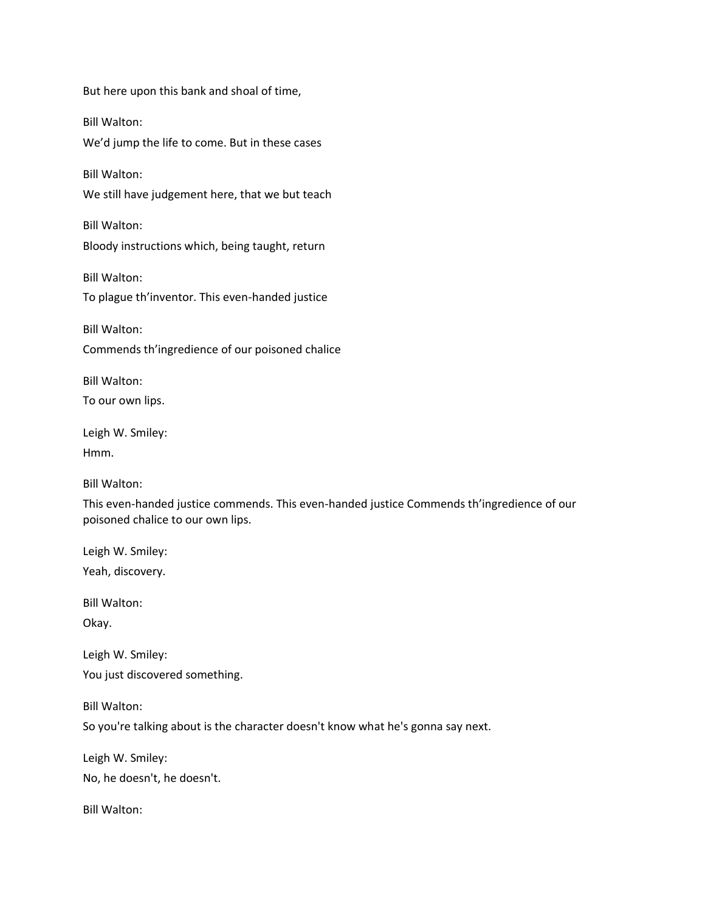But here upon this bank and shoal of time,

Bill Walton:

We'd jump the life to come. But in these cases

Bill Walton:

We still have judgement here, that we but teach

Bill Walton:

Bloody instructions which, being taught, return

Bill Walton:

To plague th'inventor. This even-handed justice

Bill Walton:

Commends th'ingredience of our poisoned chalice

Bill Walton:

To our own lips.

Leigh W. Smiley:

Hmm.

Bill Walton:

This even-handed justice commends. This even-handed justice Commends th'ingredience of our poisoned chalice to our own lips.

Leigh W. Smiley:

Yeah, discovery.

Bill Walton:

Okay.

Leigh W. Smiley:

You just discovered something.

Bill Walton:

So you're talking about is the character doesn't know what he's gonna say next.

Leigh W. Smiley:

No, he doesn't, he doesn't.

Bill Walton: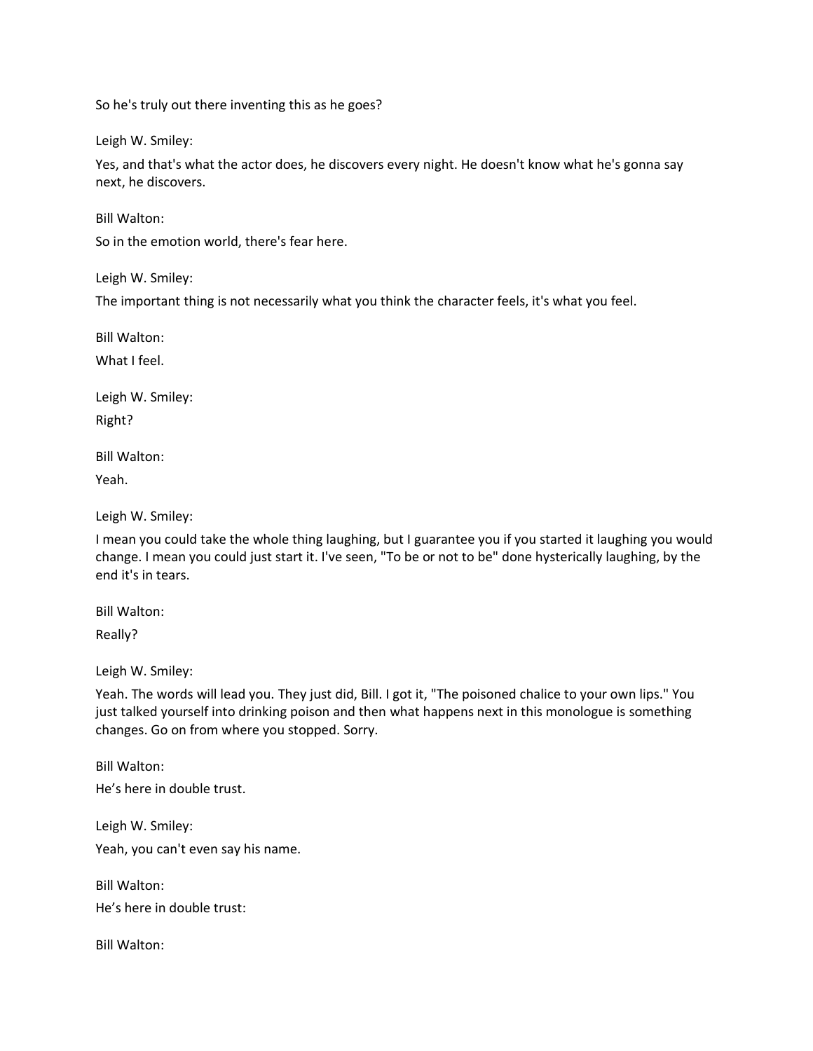So he's truly out there inventing this as he goes?

Leigh W. Smiley:

Yes, and that's what the actor does, he discovers every night. He doesn't know what he's gonna say next, he discovers.

Bill Walton:

So in the emotion world, there's fear here.

Leigh W. Smiley:

The important thing is not necessarily what you think the character feels, it's what you feel.

Bill Walton:

What I feel.

Leigh W. Smiley:

Right?

Bill Walton:

Yeah.

Leigh W. Smiley:

I mean you could take the whole thing laughing, but I guarantee you if you started it laughing you would change. I mean you could just start it. I've seen, "To be or not to be" done hysterically laughing, by the end it's in tears.

Bill Walton:

Really?

Leigh W. Smiley:

Yeah. The words will lead you. They just did, Bill. I got it, "The poisoned chalice to your own lips." You just talked yourself into drinking poison and then what happens next in this monologue is something changes. Go on from where you stopped. Sorry.

Bill Walton:

He's here in double trust.

Leigh W. Smiley:

Yeah, you can't even say his name.

Bill Walton:

He's here in double trust:

Bill Walton: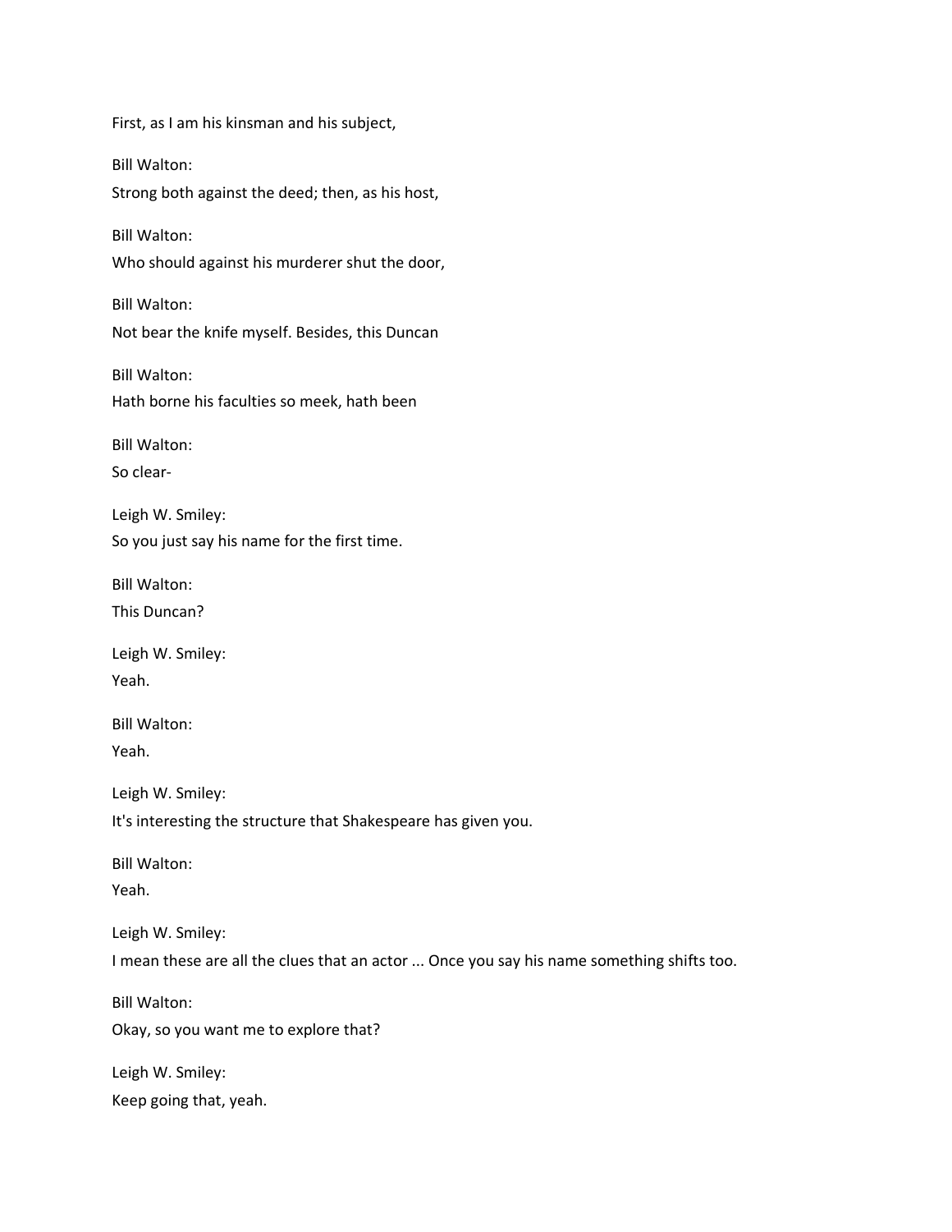First, as I am his kinsman and his subject,

Bill Walton:
Strong both against the deed; then, as his host,

Bill Walton:
Who should against his murderer shut the door,

Bill Walton:
Not bear the knife myself. Besides, this Duncan

Bill Walton:
Hath borne his faculties so meek, hath been

Bill Walton:
So clear-

Leigh W. Smiley:
So you just say his name for the first time.

Bill Walton:
This Duncan?

Leigh W. Smiley:
Yeah.

Bill Walton:
Yeah.

Leigh W. Smiley:
It's interesting the structure that Shakespeare has given you.

Bill Walton:
Yeah.

Leigh W. Smiley:
I mean these are all the clues that an actor ... Once you say his name something shifts too.

Bill Walton:
Okay, so you want me to explore that?

Leigh W. Smiley:
Keep going that, yeah.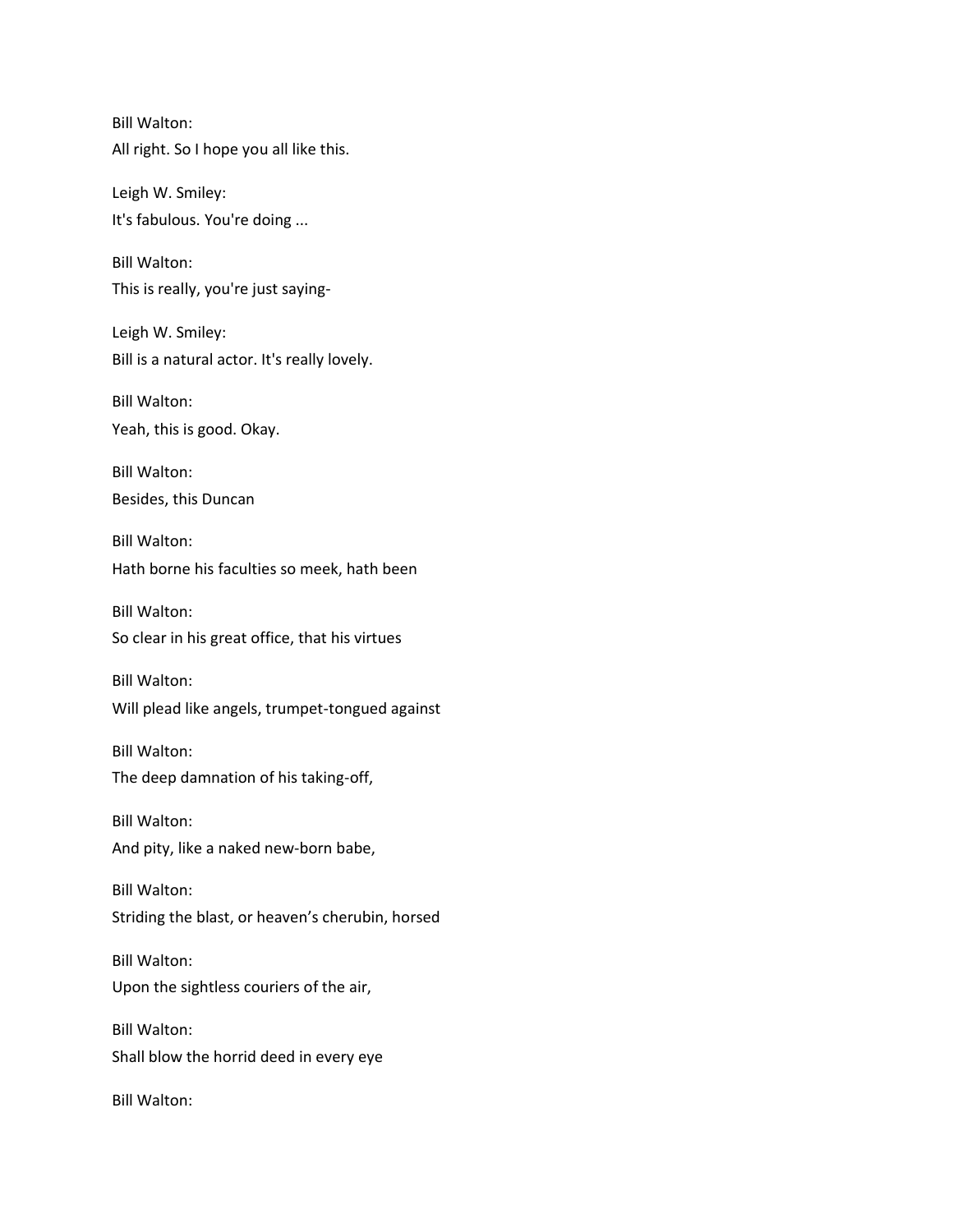Bill Walton:
All right. So I hope you all like this.

Leigh W. Smiley:
It's fabulous. You're doing ...

Bill Walton:
This is really, you're just saying-

Leigh W. Smiley:
Bill is a natural actor. It's really lovely.

Bill Walton:
Yeah, this is good. Okay.

Bill Walton:
Besides, this Duncan

Bill Walton:
Hath borne his faculties so meek, hath been

Bill Walton:
So clear in his great office, that his virtues

Bill Walton:
Will plead like angels, trumpet-tongued against

Bill Walton:
The deep damnation of his taking-off,

Bill Walton:
And pity, like a naked new-born babe,

Bill Walton:
Striding the blast, or heaven's cherubin, horsed

Bill Walton:
Upon the sightless couriers of the air,

Bill Walton:
Shall blow the horrid deed in every eye

Bill Walton: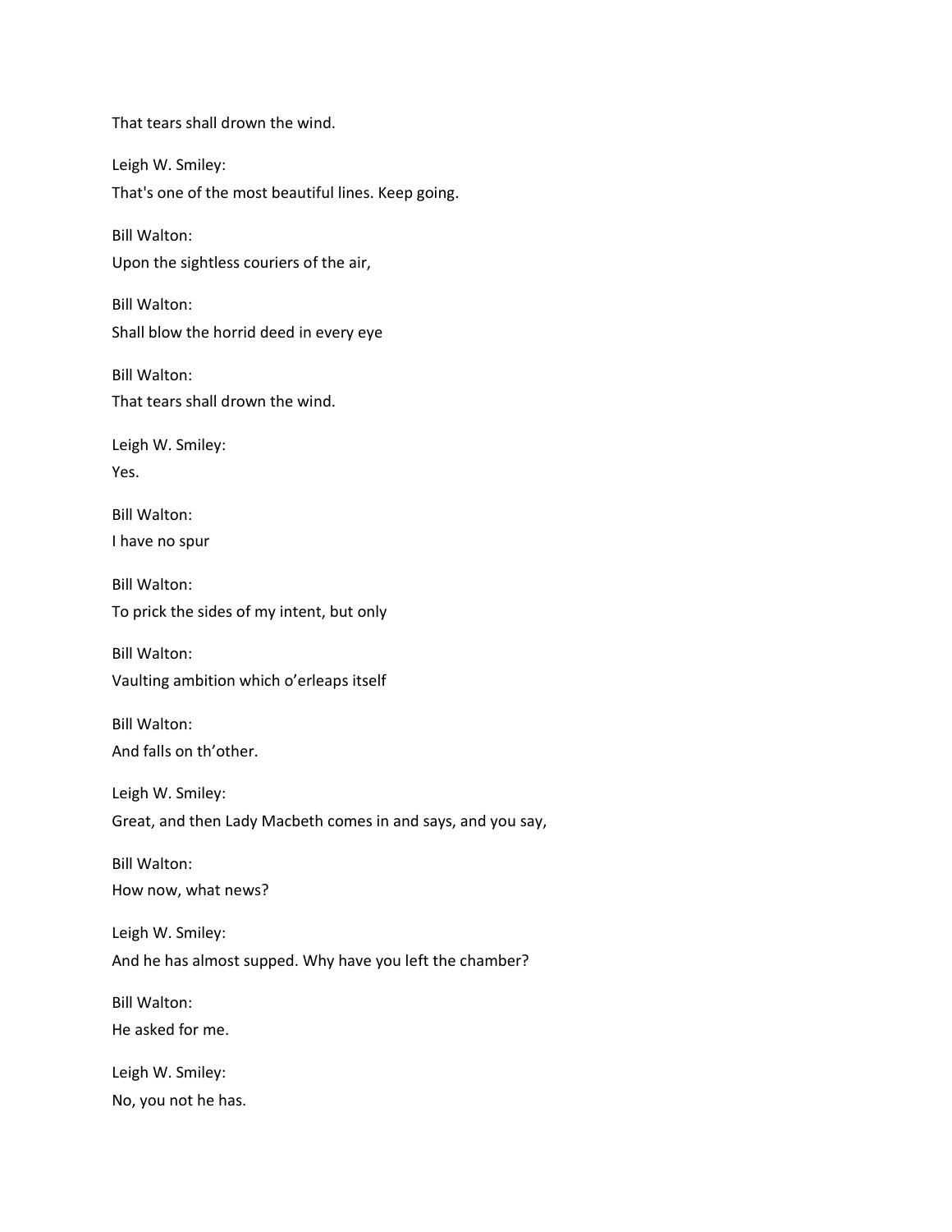That tears shall drown the wind.

Leigh W. Smiley:
That's one of the most beautiful lines. Keep going.

Bill Walton:
Upon the sightless couriers of the air,

Bill Walton:
Shall blow the horrid deed in every eye

Bill Walton:
That tears shall drown the wind.

Leigh W. Smiley:
Yes.

Bill Walton:
I have no spur

Bill Walton:
To prick the sides of my intent, but only

Bill Walton:
Vaulting ambition which o'erleaps itself

Bill Walton:
And falls on th'other.

Leigh W. Smiley:
Great, and then Lady Macbeth comes in and says, and you say,

Bill Walton:
How now, what news?

Leigh W. Smiley:
And he has almost supped. Why have you left the chamber?

Bill Walton:
He asked for me.

Leigh W. Smiley:
No, you not he has.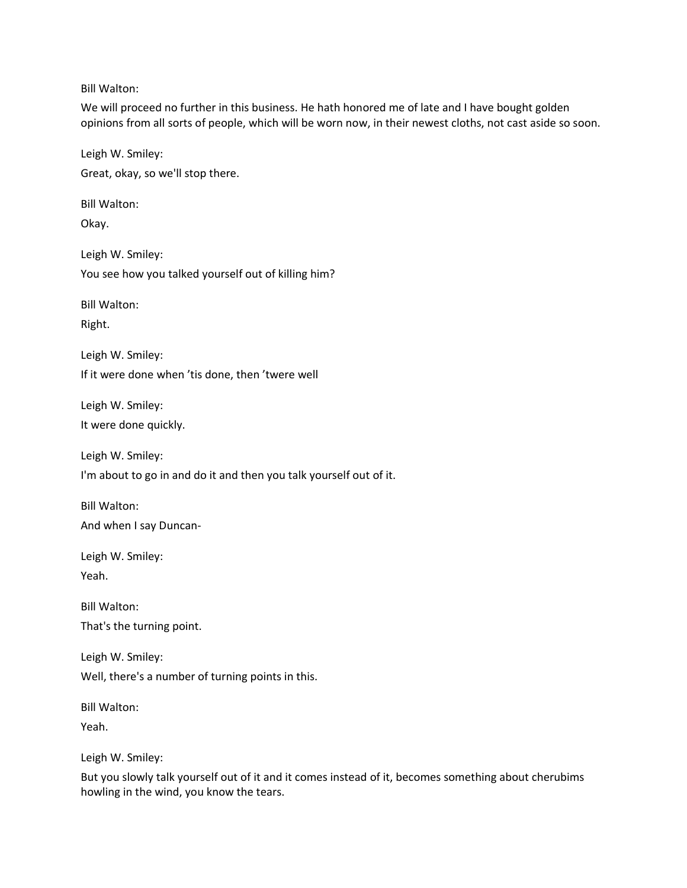Bill Walton:

We will proceed no further in this business. He hath honored me of late and I have bought golden opinions from all sorts of people, which will be worn now, in their newest cloths, not cast aside so soon.

Leigh W. Smiley:

Great, okay, so we'll stop there.

Bill Walton:

Okay.

Leigh W. Smiley:

You see how you talked yourself out of killing him?

Bill Walton:

Right.

Leigh W. Smiley:

If it were done when 'tis done, then 'twere well

Leigh W. Smiley:

It were done quickly.

Leigh W. Smiley:

I'm about to go in and do it and then you talk yourself out of it.

Bill Walton:

And when I say Duncan-

Leigh W. Smiley:

Yeah.

Bill Walton:

That's the turning point.

Leigh W. Smiley:

Well, there's a number of turning points in this.

Bill Walton:

Yeah.

Leigh W. Smiley:

But you slowly talk yourself out of it and it comes instead of it, becomes something about cherubims howling in the wind, you know the tears.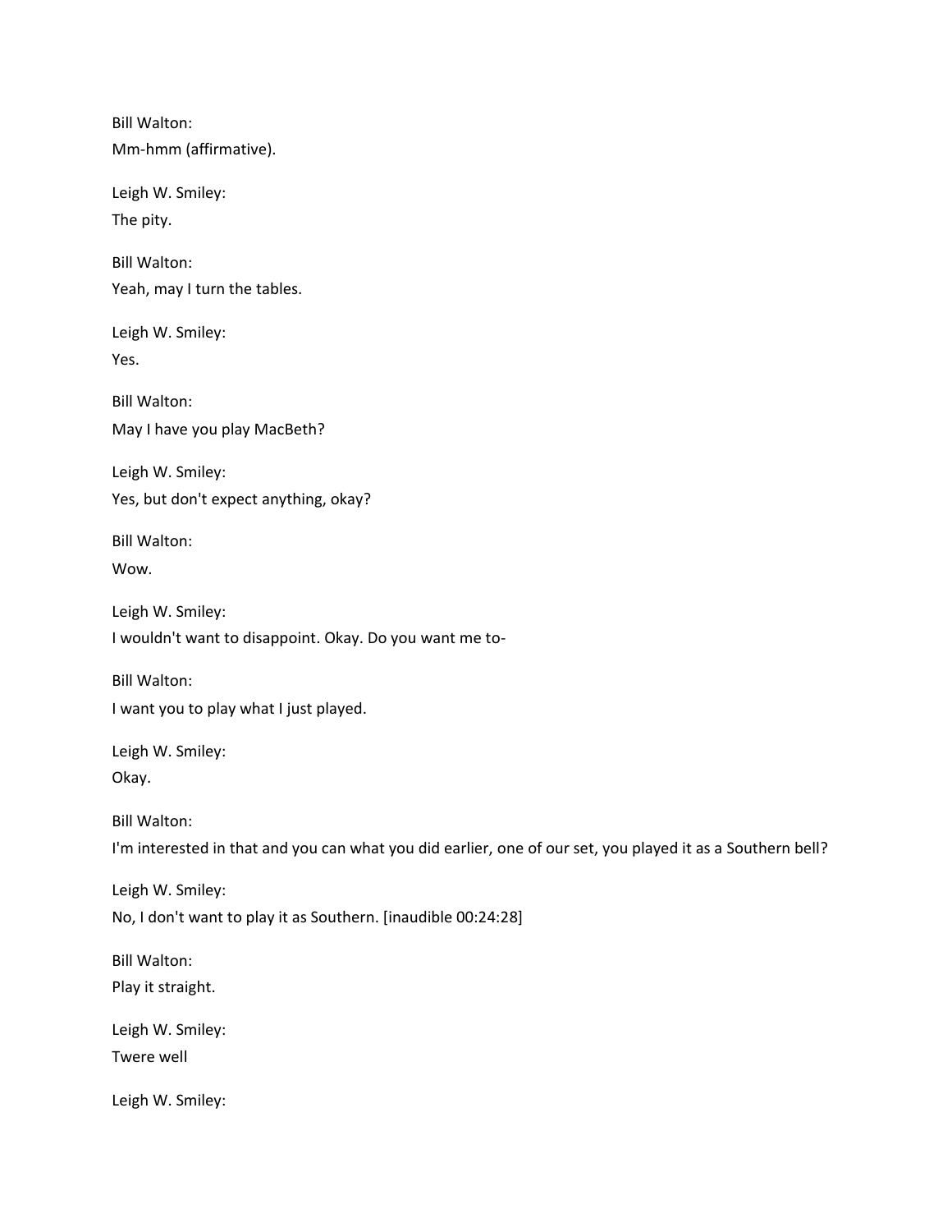Bill Walton:
Mm-hmm (affirmative).

Leigh W. Smiley:
The pity.

Bill Walton:
Yeah, may I turn the tables.

Leigh W. Smiley:
Yes.

Bill Walton:
May I have you play MacBeth?

Leigh W. Smiley:
Yes, but don't expect anything, okay?

Bill Walton:
Wow.

Leigh W. Smiley:
I wouldn't want to disappoint. Okay. Do you want me to-

Bill Walton:
I want you to play what I just played.

Leigh W. Smiley:
Okay.

Bill Walton:
I'm interested in that and you can what you did earlier, one of our set, you played it as a Southern bell?

Leigh W. Smiley:
No, I don't want to play it as Southern. [inaudible 00:24:28]

Bill Walton:
Play it straight.

Leigh W. Smiley:
Twere well

Leigh W. Smiley: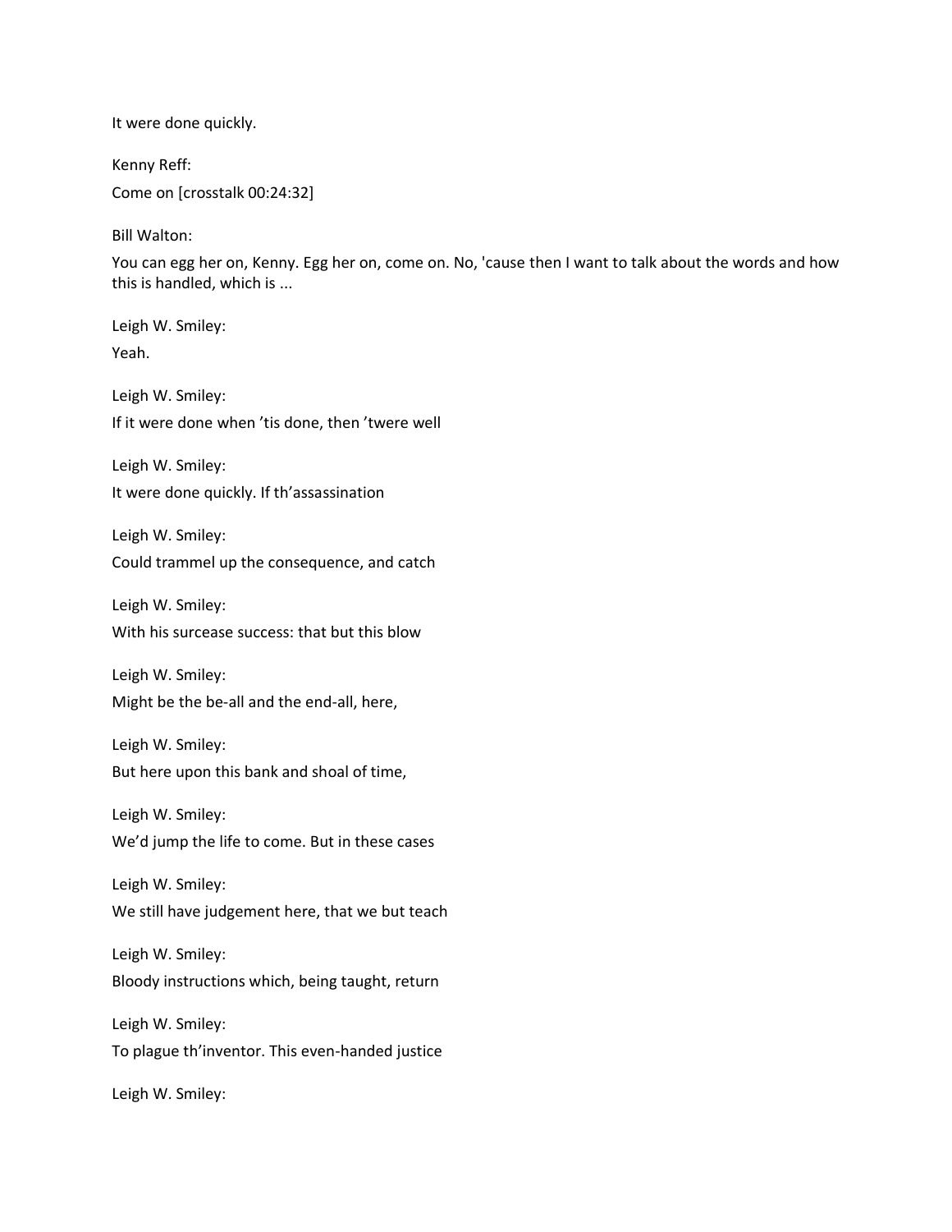It were done quickly.

Kenny Reff:

Come on [crosstalk 00:24:32]

Bill Walton:

You can egg her on, Kenny. Egg her on, come on. No, 'cause then I want to talk about the words and how this is handled, which is ...

Leigh W. Smiley:

Yeah.

Leigh W. Smiley:

If it were done when ’tis done, then ’twere well

Leigh W. Smiley:

It were done quickly. If th’assassination

Leigh W. Smiley:

Could trammel up the consequence, and catch

Leigh W. Smiley:

With his surcease success: that but this blow

Leigh W. Smiley:

Might be the be-all and the end-all, here,

Leigh W. Smiley:

But here upon this bank and shoal of time,

Leigh W. Smiley:

We’d jump the life to come. But in these cases

Leigh W. Smiley:

We still have judgement here, that we but teach

Leigh W. Smiley:

Bloody instructions which, being taught, return

Leigh W. Smiley:

To plague th’inventor. This even-handed justice

Leigh W. Smiley: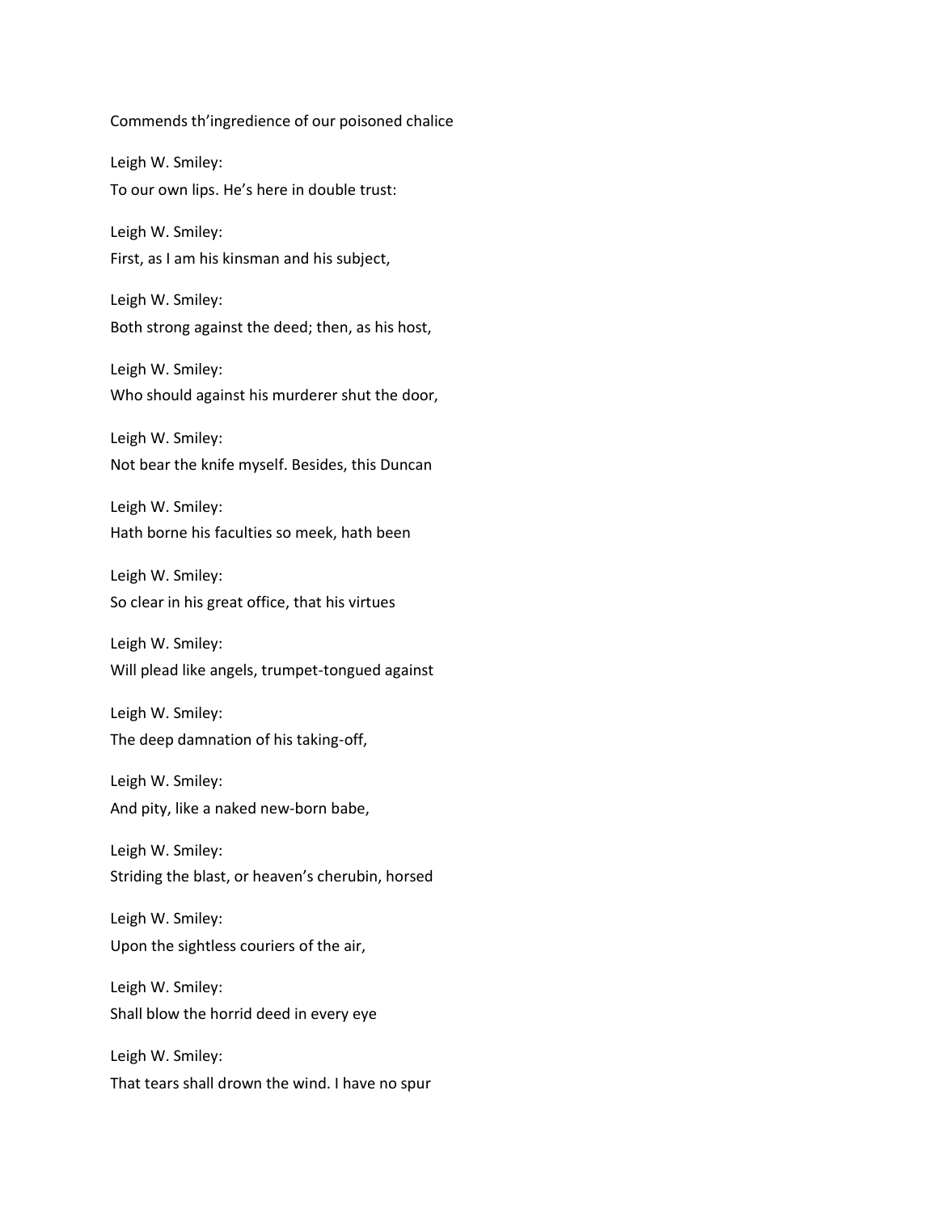Commends th'ingredience of our poisoned chalice

Leigh W. Smiley:
To our own lips. He's here in double trust:

Leigh W. Smiley:
First, as I am his kinsman and his subject,

Leigh W. Smiley:
Both strong against the deed; then, as his host,

Leigh W. Smiley:
Who should against his murderer shut the door,

Leigh W. Smiley:
Not bear the knife myself. Besides, this Duncan

Leigh W. Smiley:
Hath borne his faculties so meek, hath been

Leigh W. Smiley:
So clear in his great office, that his virtues

Leigh W. Smiley:
Will plead like angels, trumpet-tongued against

Leigh W. Smiley:
The deep damnation of his taking-off,

Leigh W. Smiley:
And pity, like a naked new-born babe,

Leigh W. Smiley:
Striding the blast, or heaven's cherubin, horsed

Leigh W. Smiley:
Upon the sightless couriers of the air,

Leigh W. Smiley:
Shall blow the horrid deed in every eye

Leigh W. Smiley:
That tears shall drown the wind. I have no spur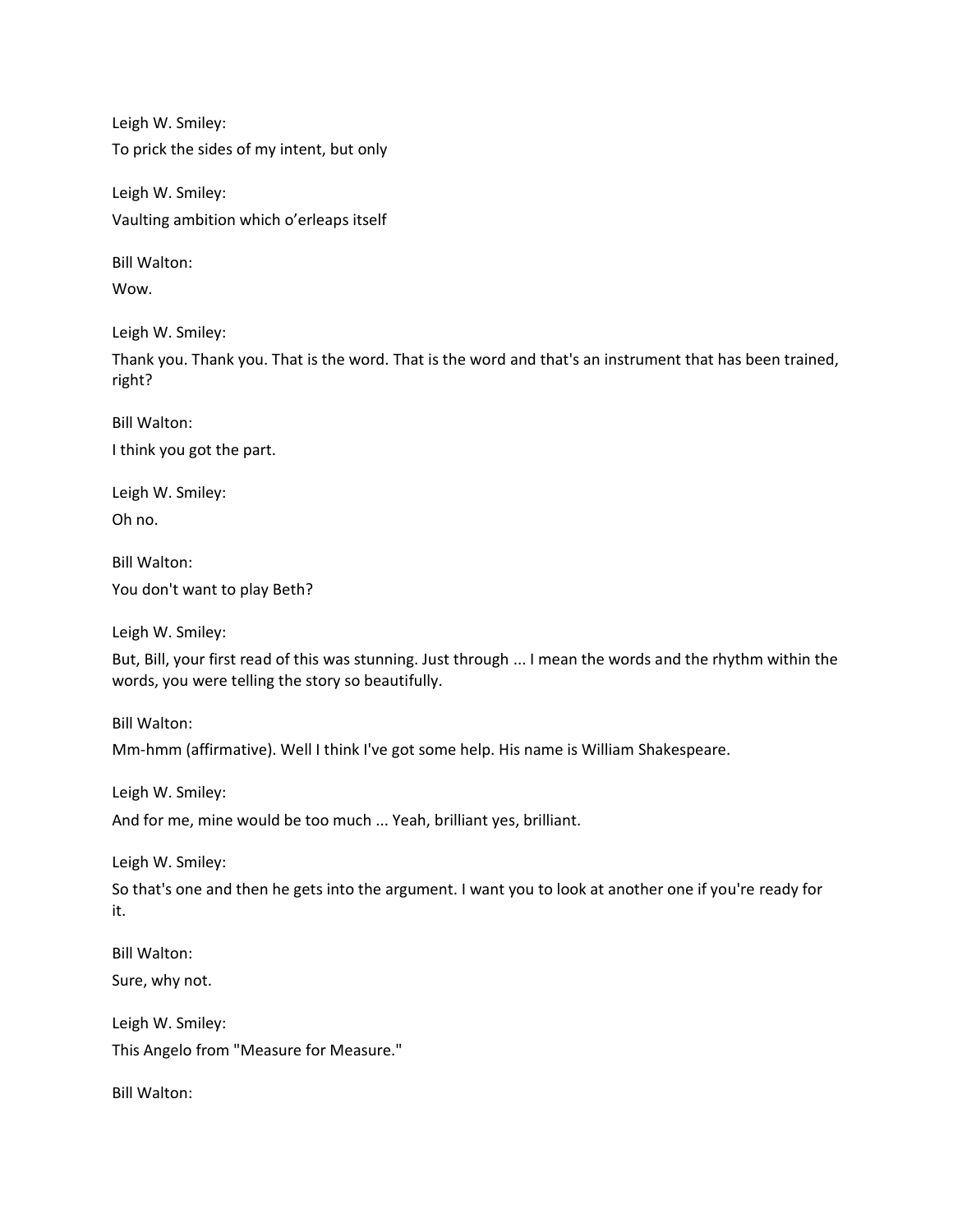Leigh W. Smiley:

To prick the sides of my intent, but only

Leigh W. Smiley:

Vaulting ambition which o'erleaps itself

Bill Walton:

Wow.

Leigh W. Smiley:

Thank you. Thank you. That is the word. That is the word and that's an instrument that has been trained, right?

Bill Walton:

I think you got the part.

Leigh W. Smiley:

Oh no.

Bill Walton:

You don't want to play Beth?

Leigh W. Smiley:

But, Bill, your first read of this was stunning. Just through ... I mean the words and the rhythm within the words, you were telling the story so beautifully.

Bill Walton:

Mm-hmm (affirmative). Well I think I've got some help. His name is William Shakespeare.

Leigh W. Smiley:

And for me, mine would be too much ... Yeah, brilliant yes, brilliant.

Leigh W. Smiley:

So that's one and then he gets into the argument. I want you to look at another one if you're ready for it.

Bill Walton:

Sure, why not.

Leigh W. Smiley:

This Angelo from "Measure for Measure."

Bill Walton: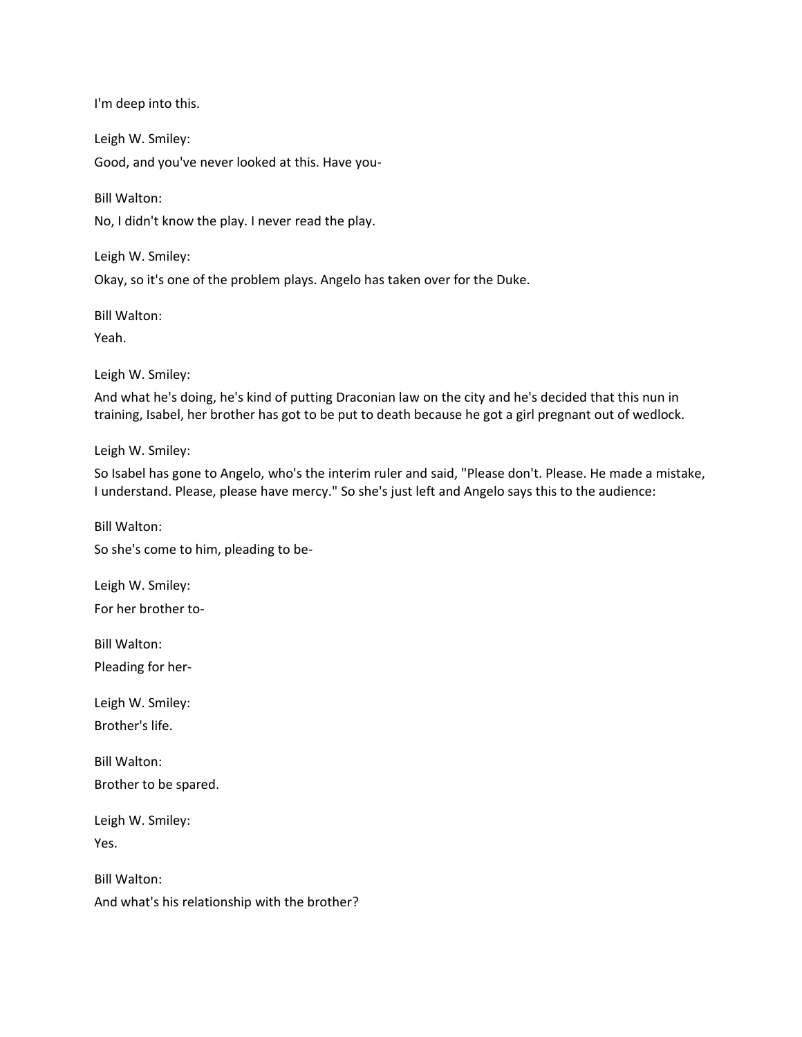I'm deep into this.

Leigh W. Smiley:

Good, and you've never looked at this. Have you-

Bill Walton:

No, I didn't know the play. I never read the play.

Leigh W. Smiley:

Okay, so it's one of the problem plays. Angelo has taken over for the Duke.

Bill Walton:

Yeah.

Leigh W. Smiley:

And what he's doing, he's kind of putting Draconian law on the city and he's decided that this nun in training, Isabel, her brother has got to be put to death because he got a girl pregnant out of wedlock.

Leigh W. Smiley:

So Isabel has gone to Angelo, who's the interim ruler and said, "Please don't. Please. He made a mistake, I understand. Please, please have mercy." So she's just left and Angelo says this to the audience:

Bill Walton:

So she's come to him, pleading to be-

Leigh W. Smiley:

For her brother to-

Bill Walton:

Pleading for her-

Leigh W. Smiley:

Brother's life.

Bill Walton:

Brother to be spared.

Leigh W. Smiley:

Yes.

Bill Walton:

And what's his relationship with the brother?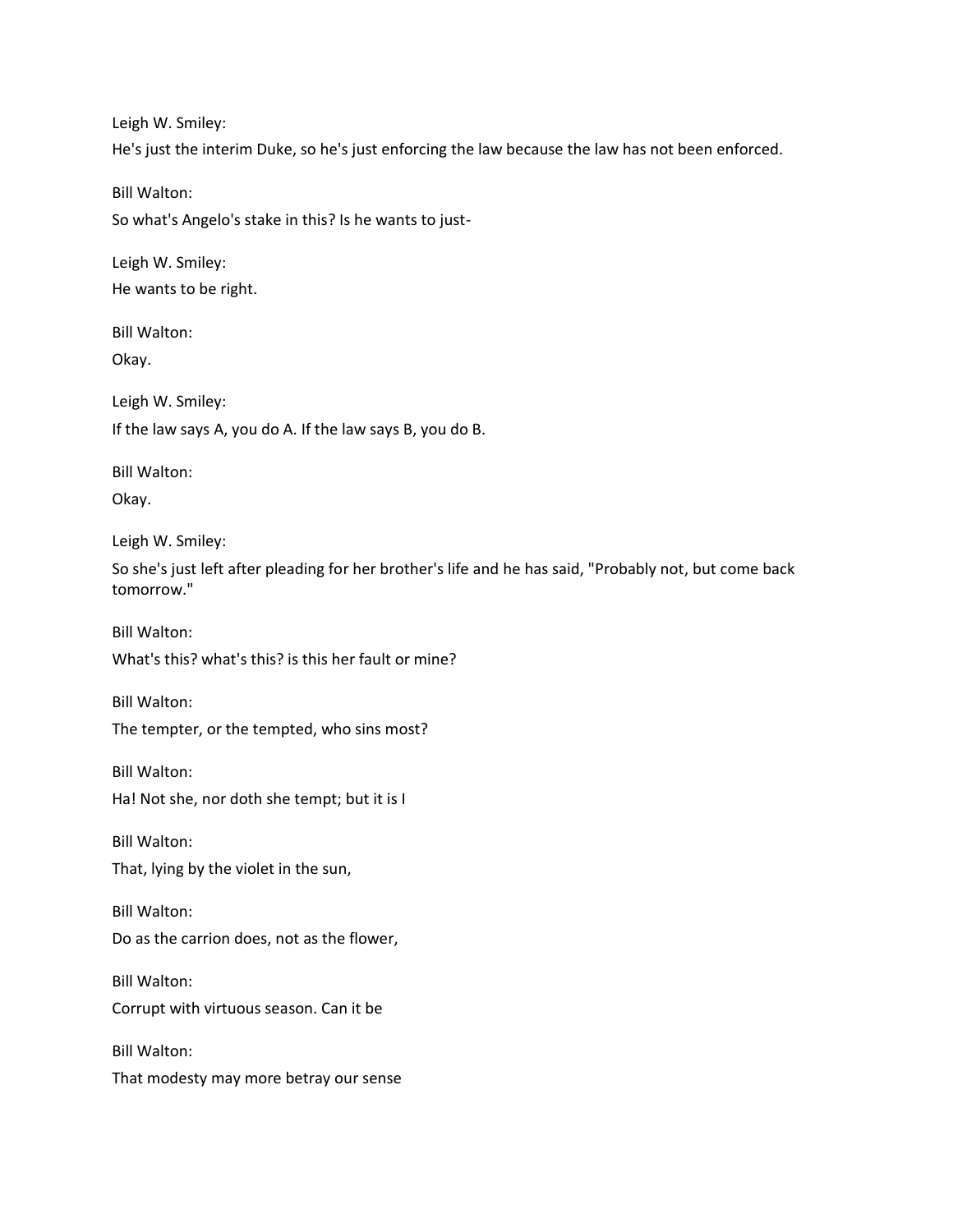Leigh W. Smiley:

He's just the interim Duke, so he's just enforcing the law because the law has not been enforced.

Bill Walton:

So what's Angelo's stake in this? Is he wants to just-

Leigh W. Smiley:

He wants to be right.

Bill Walton:

Okay.

Leigh W. Smiley:

If the law says A, you do A. If the law says B, you do B.

Bill Walton:

Okay.

Leigh W. Smiley:

So she's just left after pleading for her brother's life and he has said, "Probably not, but come back tomorrow."

Bill Walton:

What's this? what's this? is this her fault or mine?

Bill Walton:

The tempter, or the tempted, who sins most?

Bill Walton:

Ha! Not she, nor doth she tempt; but it is I

Bill Walton:

That, lying by the violet in the sun,

Bill Walton:

Do as the carrion does, not as the flower,

Bill Walton:

Corrupt with virtuous season. Can it be

Bill Walton:

That modesty may more betray our sense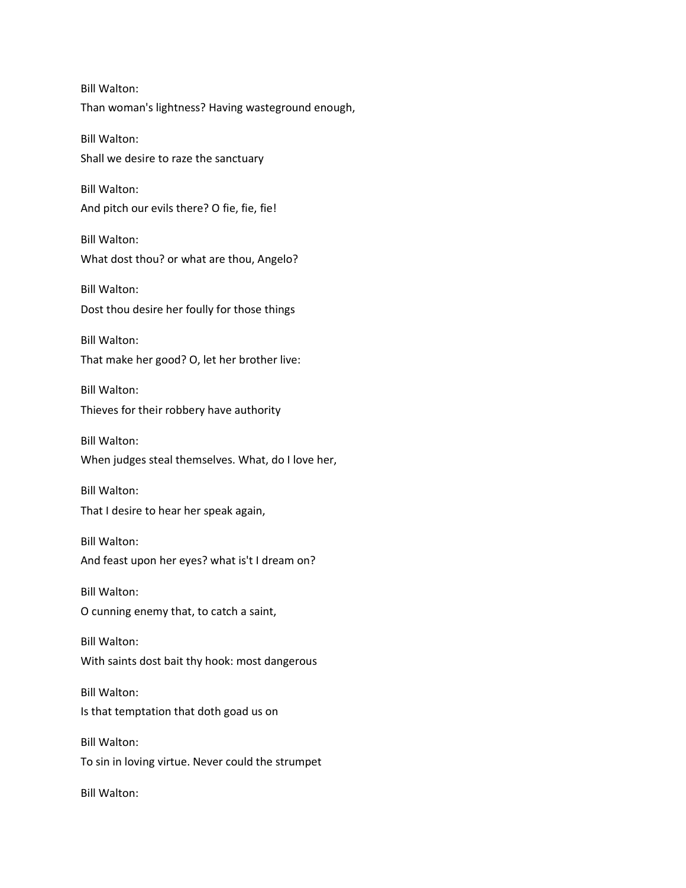Bill Walton:
Than woman's lightness? Having wasteground enough,

Bill Walton:
Shall we desire to raze the sanctuary

Bill Walton:
And pitch our evils there? O fie, fie, fie!

Bill Walton:
What dost thou? or what are thou, Angelo?

Bill Walton:
Dost thou desire her foully for those things

Bill Walton:
That make her good? O, let her brother live:

Bill Walton:
Thieves for their robbery have authority

Bill Walton:
When judges steal themselves. What, do I love her,

Bill Walton:
That I desire to hear her speak again,

Bill Walton:
And feast upon her eyes? what is't I dream on?

Bill Walton:
O cunning enemy that, to catch a saint,

Bill Walton:
With saints dost bait thy hook: most dangerous

Bill Walton:
Is that temptation that doth goad us on

Bill Walton:
To sin in loving virtue. Never could the strumpet

Bill Walton: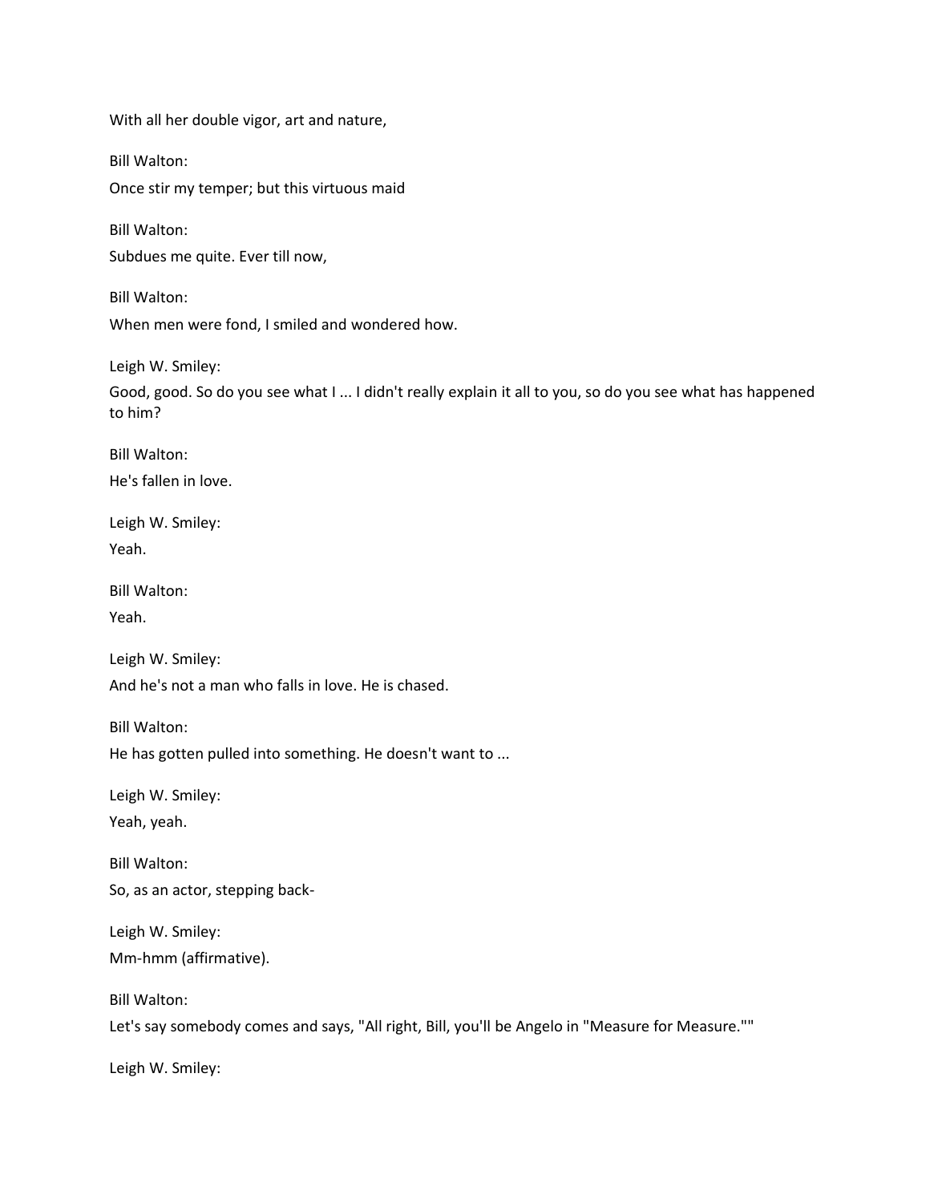With all her double vigor, art and nature,

Bill Walton:

Once stir my temper; but this virtuous maid

Bill Walton:

Subdues me quite. Ever till now,

Bill Walton:

When men were fond, I smiled and wondered how.

Leigh W. Smiley:

Good, good. So do you see what I ... I didn't really explain it all to you, so do you see what has happened to him?

Bill Walton:

He's fallen in love.

Leigh W. Smiley:

Yeah.

Bill Walton:

Yeah.

Leigh W. Smiley:

And he's not a man who falls in love. He is chased.

Bill Walton:

He has gotten pulled into something. He doesn't want to ...

Leigh W. Smiley:

Yeah, yeah.

Bill Walton:

So, as an actor, stepping back-

Leigh W. Smiley:

Mm-hmm (affirmative).

Bill Walton:

Let's say somebody comes and says, "All right, Bill, you'll be Angelo in "Measure for Measure.""

Leigh W. Smiley: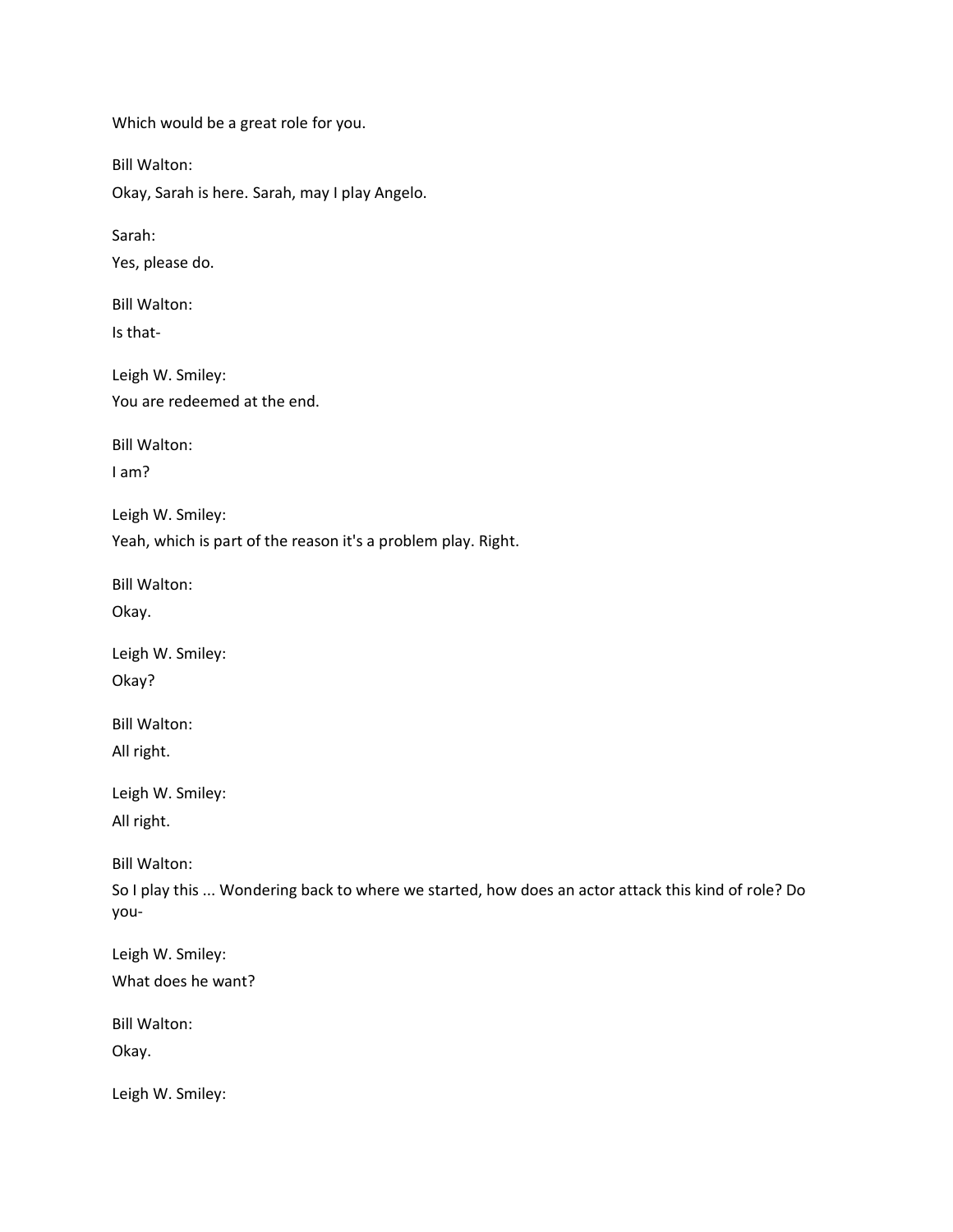Which would be a great role for you.

Bill Walton:

Okay, Sarah is here. Sarah, may I play Angelo.

Sarah:

Yes, please do.

Bill Walton:

Is that-

Leigh W. Smiley:

You are redeemed at the end.

Bill Walton:

I am?

Leigh W. Smiley:

Yeah, which is part of the reason it's a problem play. Right.

Bill Walton:

Okay.

Leigh W. Smiley:

Okay?

Bill Walton:

All right.

Leigh W. Smiley:

All right.

Bill Walton:

So I play this ... Wondering back to where we started, how does an actor attack this kind of role? Do you-

Leigh W. Smiley:

What does he want?

Bill Walton:

Okay.

Leigh W. Smiley: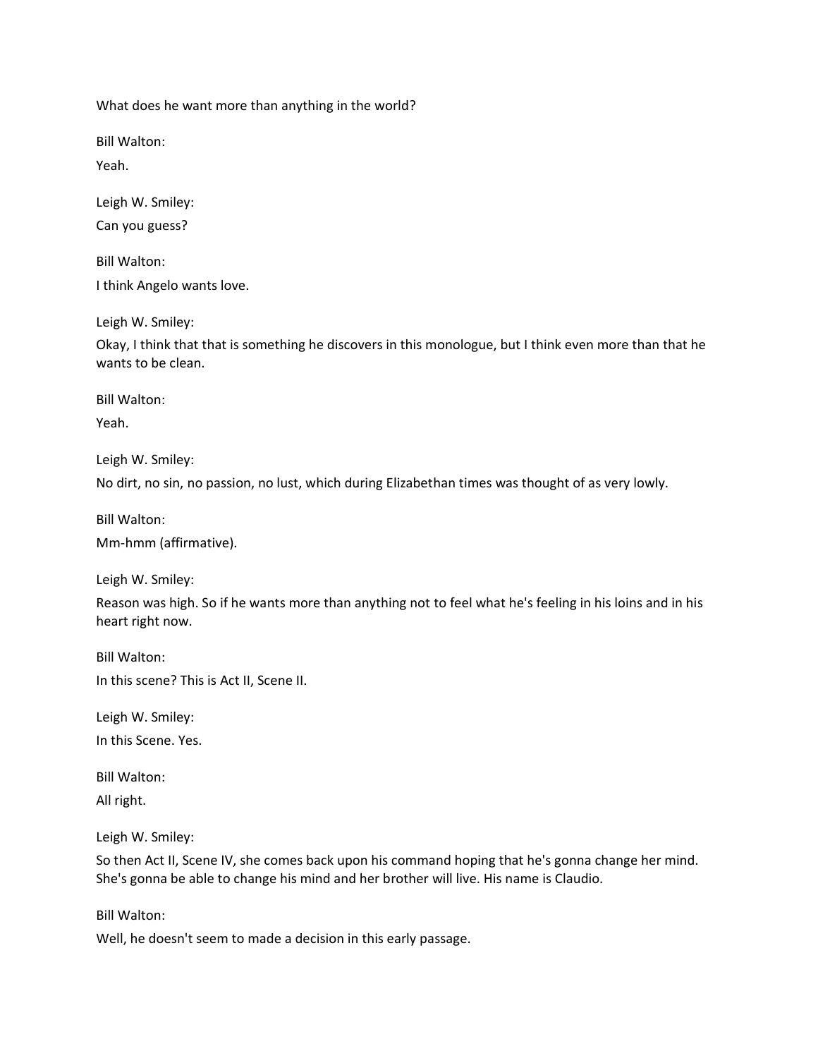What does he want more than anything in the world?

Bill Walton:

Yeah.

Leigh W. Smiley:

Can you guess?

Bill Walton:

I think Angelo wants love.

Leigh W. Smiley:

Okay, I think that that is something he discovers in this monologue, but I think even more than that he wants to be clean.

Bill Walton:

Yeah.

Leigh W. Smiley:

No dirt, no sin, no passion, no lust, which during Elizabethan times was thought of as very lowly.

Bill Walton:

Mm-hmm (affirmative).

Leigh W. Smiley:

Reason was high. So if he wants more than anything not to feel what he's feeling in his loins and in his heart right now.

Bill Walton:

In this scene? This is Act II, Scene II.

Leigh W. Smiley:

In this Scene. Yes.

Bill Walton:

All right.

Leigh W. Smiley:

So then Act II, Scene IV, she comes back upon his command hoping that he's gonna change her mind. She's gonna be able to change his mind and her brother will live. His name is Claudio.

Bill Walton:

Well, he doesn't seem to made a decision in this early passage.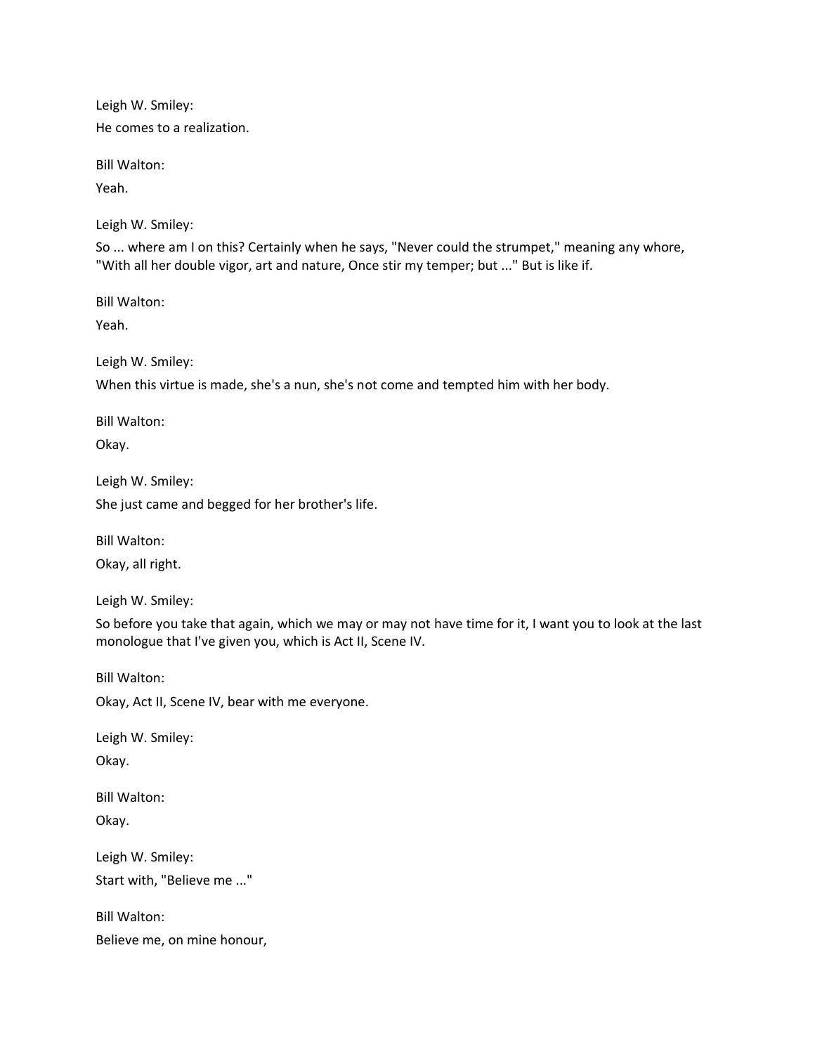Leigh W. Smiley:

He comes to a realization.

Bill Walton:

Yeah.

Leigh W. Smiley:

So ... where am I on this? Certainly when he says, "Never could the strumpet," meaning any whore, "With all her double vigor, art and nature, Once stir my temper; but ..." But is like if.

Bill Walton:

Yeah.

Leigh W. Smiley:

When this virtue is made, she's a nun, she's not come and tempted him with her body.

Bill Walton:

Okay.

Leigh W. Smiley:

She just came and begged for her brother's life.

Bill Walton:

Okay, all right.

Leigh W. Smiley:

So before you take that again, which we may or may not have time for it, I want you to look at the last monologue that I've given you, which is Act II, Scene IV.

Bill Walton:

Okay, Act II, Scene IV, bear with me everyone.

Leigh W. Smiley:

Okay.

Bill Walton:

Okay.

Leigh W. Smiley:

Start with, "Believe me ..."

Bill Walton:

Believe me, on mine honour,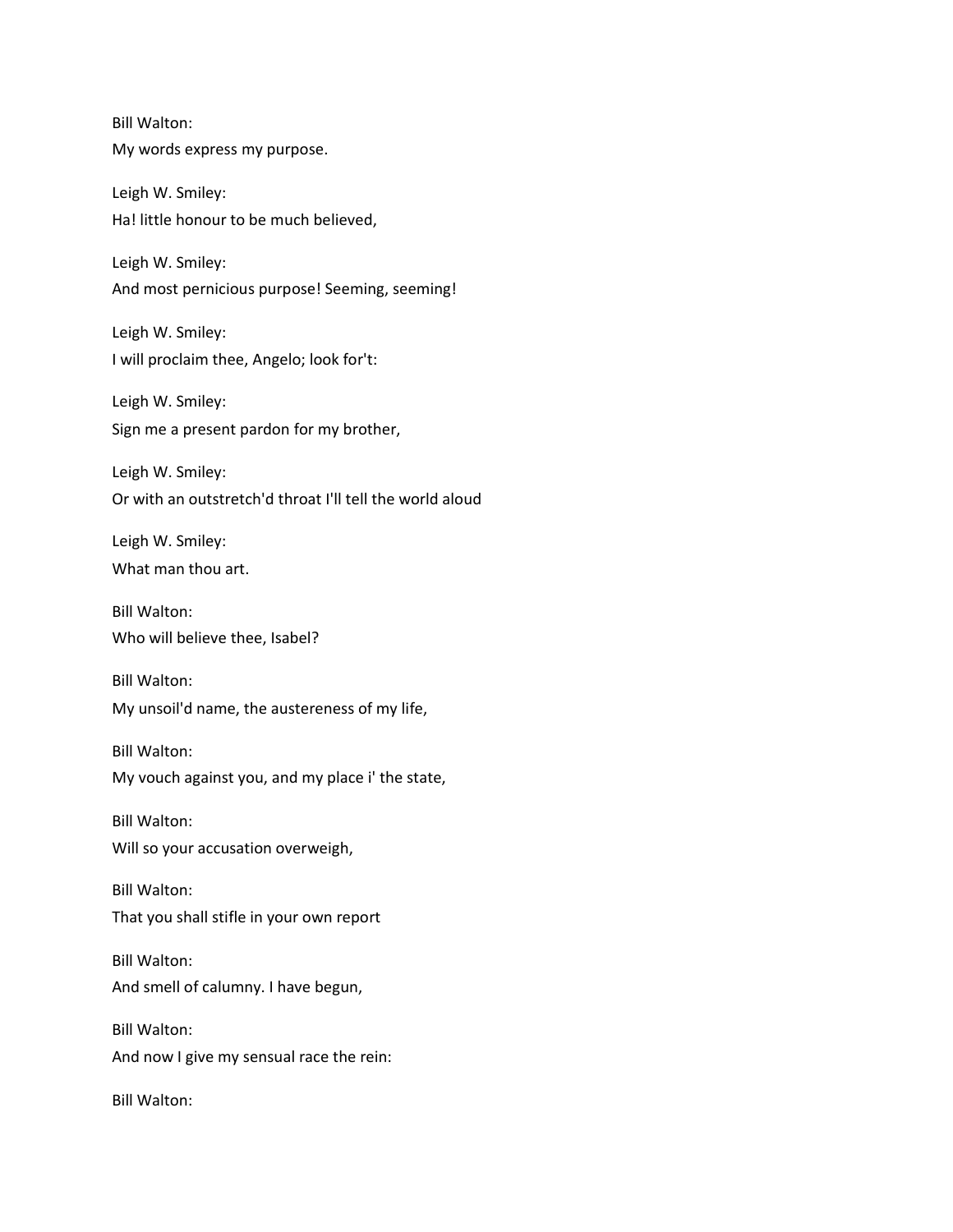Bill Walton:
My words express my purpose.

Leigh W. Smiley:
Ha! little honour to be much believed,

Leigh W. Smiley:
And most pernicious purpose! Seeming, seeming!

Leigh W. Smiley:
I will proclaim thee, Angelo; look for't:

Leigh W. Smiley:
Sign me a present pardon for my brother,

Leigh W. Smiley:
Or with an outstretch'd throat I'll tell the world aloud

Leigh W. Smiley:
What man thou art.

Bill Walton:
Who will believe thee, Isabel?

Bill Walton:
My unsoil'd name, the austereness of my life,

Bill Walton:
My vouch against you, and my place i' the state,

Bill Walton:
Will so your accusation overweigh,

Bill Walton:
That you shall stifle in your own report

Bill Walton:
And smell of calumny. I have begun,

Bill Walton:
And now I give my sensual race the rein:

Bill Walton: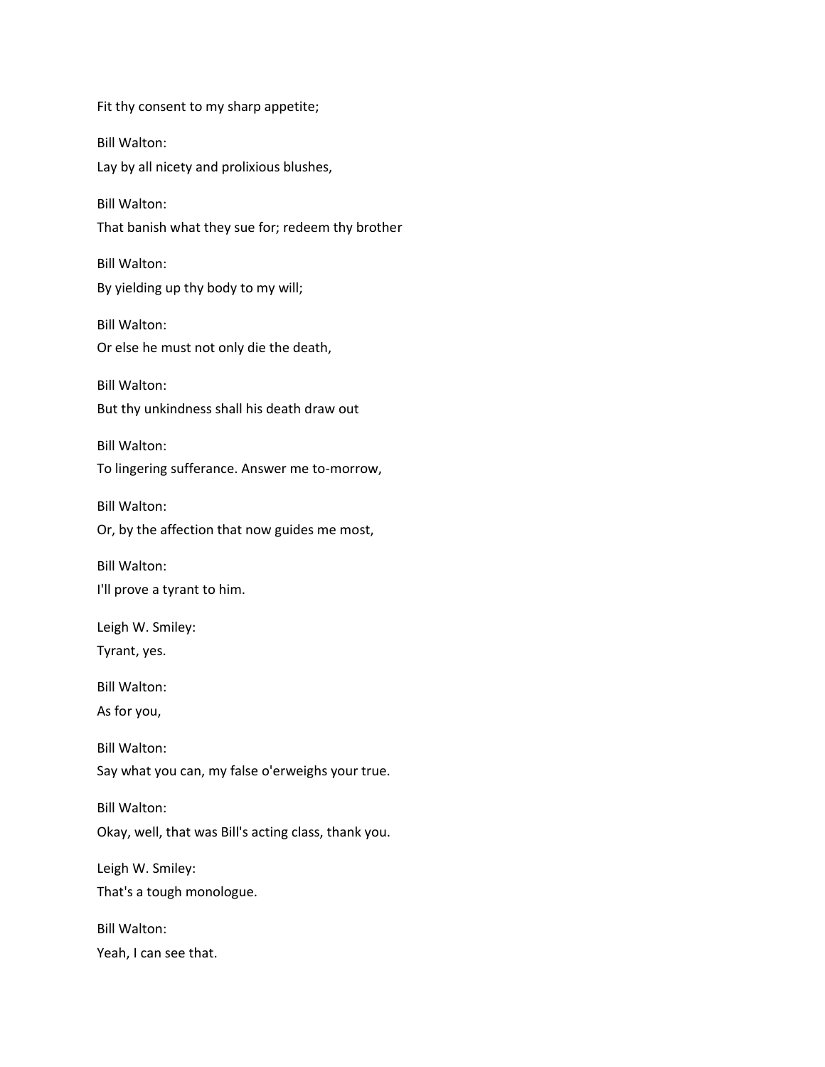Fit thy consent to my sharp appetite;

Bill Walton:
Lay by all nicety and prolixious blushes,

Bill Walton:
That banish what they sue for; redeem thy brother

Bill Walton:
By yielding up thy body to my will;

Bill Walton:
Or else he must not only die the death,

Bill Walton:
But thy unkindness shall his death draw out

Bill Walton:
To lingering sufferance. Answer me to-morrow,

Bill Walton:
Or, by the affection that now guides me most,

Bill Walton:
I'll prove a tyrant to him.

Leigh W. Smiley:
Tyrant, yes.

Bill Walton:
As for you,

Bill Walton:
Say what you can, my false o'erweighs your true.

Bill Walton:
Okay, well, that was Bill's acting class, thank you.

Leigh W. Smiley:
That's a tough monologue.

Bill Walton:
Yeah, I can see that.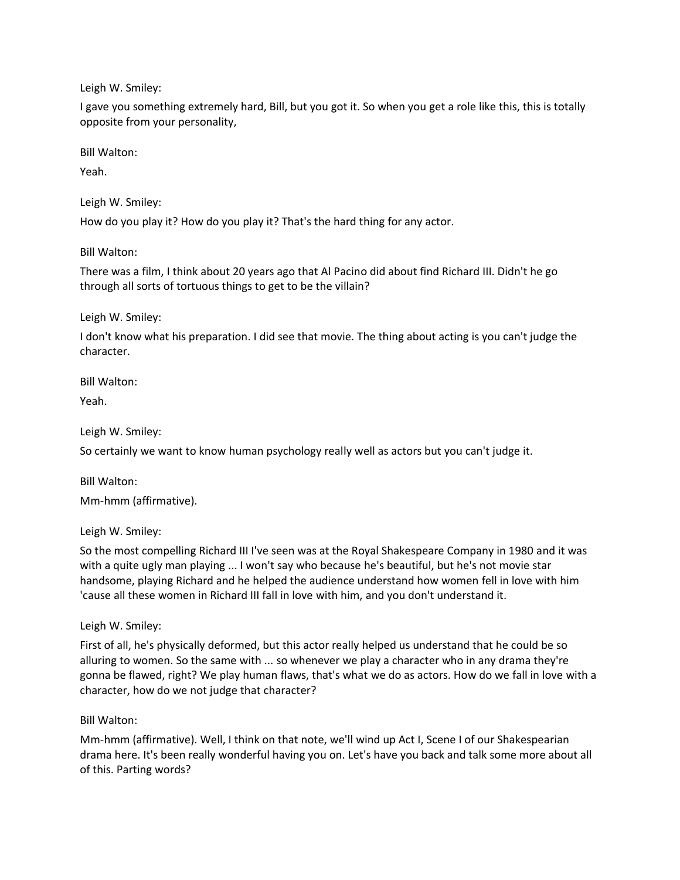Leigh W. Smiley:

I gave you something extremely hard, Bill, but you got it. So when you get a role like this, this is totally opposite from your personality,

Bill Walton:

Yeah.

Leigh W. Smiley:

How do you play it? How do you play it? That's the hard thing for any actor.

Bill Walton:

There was a film, I think about 20 years ago that Al Pacino did about find Richard III. Didn't he go through all sorts of tortuous things to get to be the villain?

Leigh W. Smiley:

I don't know what his preparation. I did see that movie. The thing about acting is you can't judge the character.

Bill Walton:

Yeah.

Leigh W. Smiley:

So certainly we want to know human psychology really well as actors but you can't judge it.

Bill Walton:

Mm-hmm (affirmative).

Leigh W. Smiley:

So the most compelling Richard III I've seen was at the Royal Shakespeare Company in 1980 and it was with a quite ugly man playing ... I won't say who because he's beautiful, but he's not movie star handsome, playing Richard and he helped the audience understand how women fell in love with him 'cause all these women in Richard III fall in love with him, and you don't understand it.

Leigh W. Smiley:

First of all, he's physically deformed, but this actor really helped us understand that he could be so alluring to women. So the same with ... so whenever we play a character who in any drama they're gonna be flawed, right? We play human flaws, that's what we do as actors. How do we fall in love with a character, how do we not judge that character?

Bill Walton:

Mm-hmm (affirmative). Well, I think on that note, we'll wind up Act I, Scene I of our Shakespearian drama here. It's been really wonderful having you on. Let's have you back and talk some more about all of this. Parting words?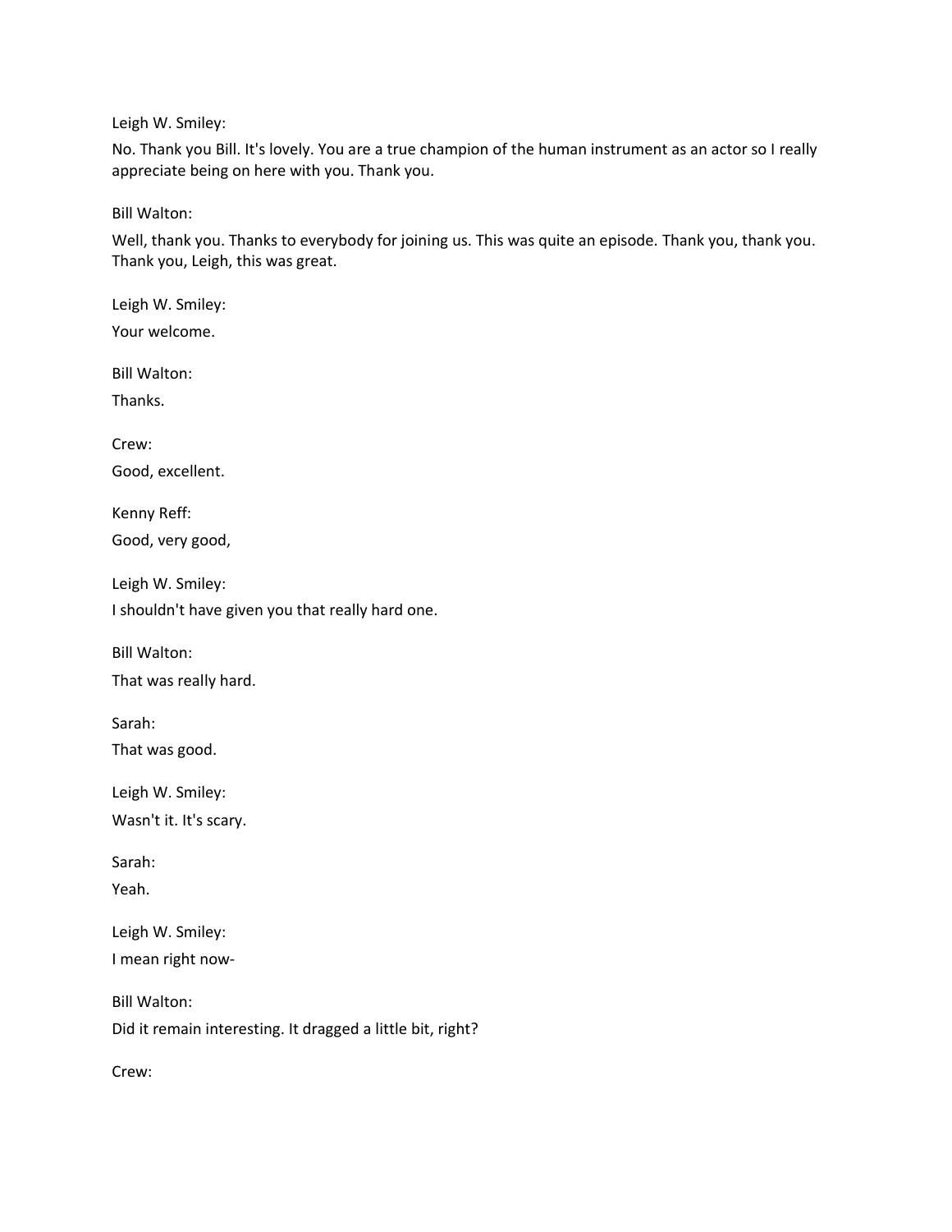Leigh W. Smiley:

No. Thank you Bill. It's lovely. You are a true champion of the human instrument as an actor so I really appreciate being on here with you. Thank you.

Bill Walton:

Well, thank you. Thanks to everybody for joining us. This was quite an episode. Thank you, thank you. Thank you, Leigh, this was great.

Leigh W. Smiley:

Your welcome.

Bill Walton:

Thanks.

Crew:

Good, excellent.

Kenny Reff:

Good, very good,

Leigh W. Smiley:

I shouldn't have given you that really hard one.

Bill Walton:

That was really hard.

Sarah:

That was good.

Leigh W. Smiley:

Wasn't it. It's scary.

Sarah:

Yeah.

Leigh W. Smiley:

I mean right now-

Bill Walton:

Did it remain interesting. It dragged a little bit, right?

Crew: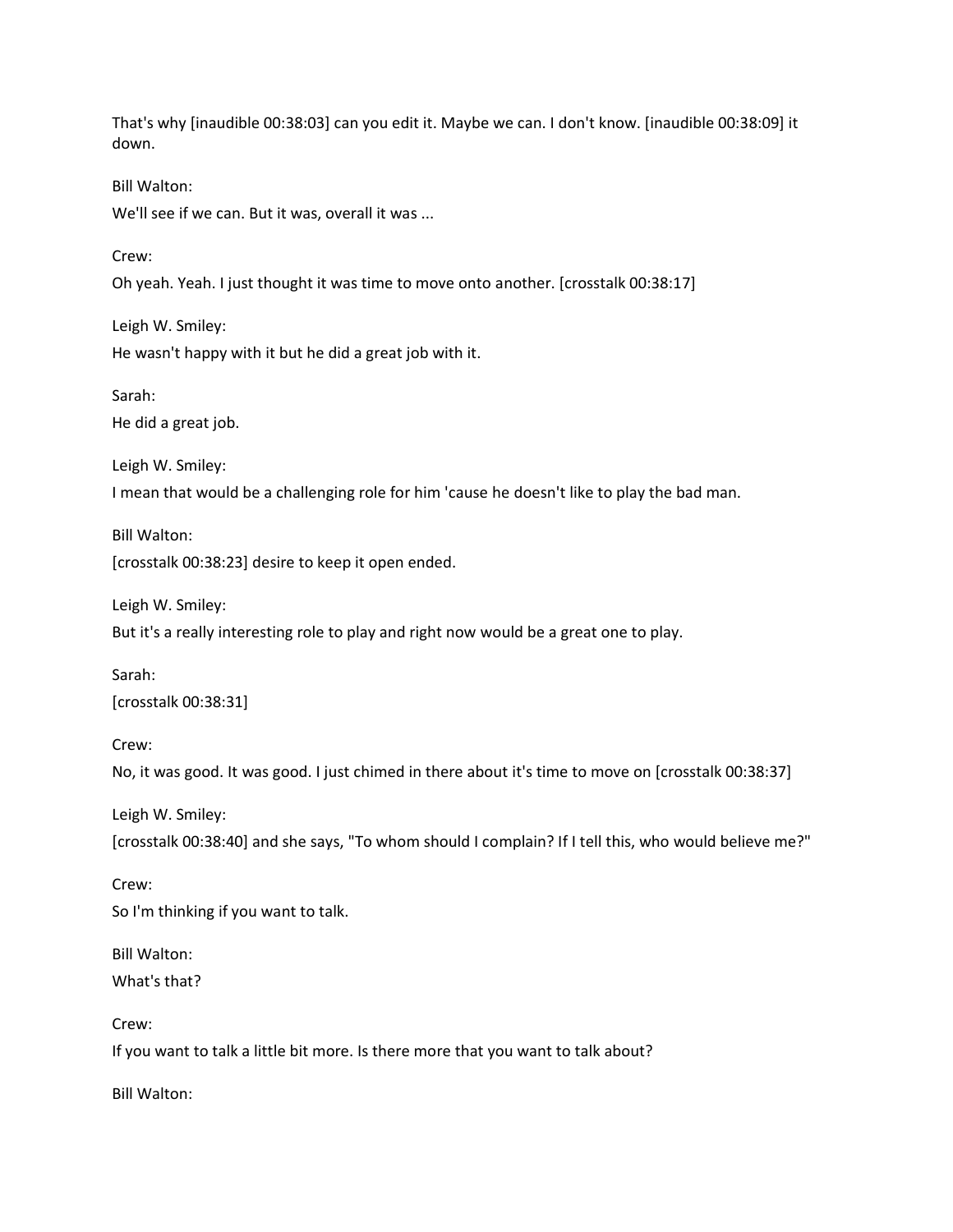That's why [inaudible 00:38:03] can you edit it. Maybe we can. I don't know. [inaudible 00:38:09] it down.

Bill Walton:

We'll see if we can. But it was, overall it was ...

Crew:

Oh yeah. Yeah. I just thought it was time to move onto another. [crosstalk 00:38:17]

Leigh W. Smiley:

He wasn't happy with it but he did a great job with it.

Sarah:

He did a great job.

Leigh W. Smiley:

I mean that would be a challenging role for him 'cause he doesn't like to play the bad man.

Bill Walton:

[crosstalk 00:38:23] desire to keep it open ended.

Leigh W. Smiley:

But it's a really interesting role to play and right now would be a great one to play.

Sarah:

[crosstalk 00:38:31]

Crew:

No, it was good. It was good. I just chimed in there about it's time to move on [crosstalk 00:38:37]

Leigh W. Smiley:

[crosstalk 00:38:40] and she says, "To whom should I complain? If I tell this, who would believe me?"

Crew:

So I'm thinking if you want to talk.

Bill Walton:

What's that?

Crew:

If you want to talk a little bit more. Is there more that you want to talk about?

Bill Walton: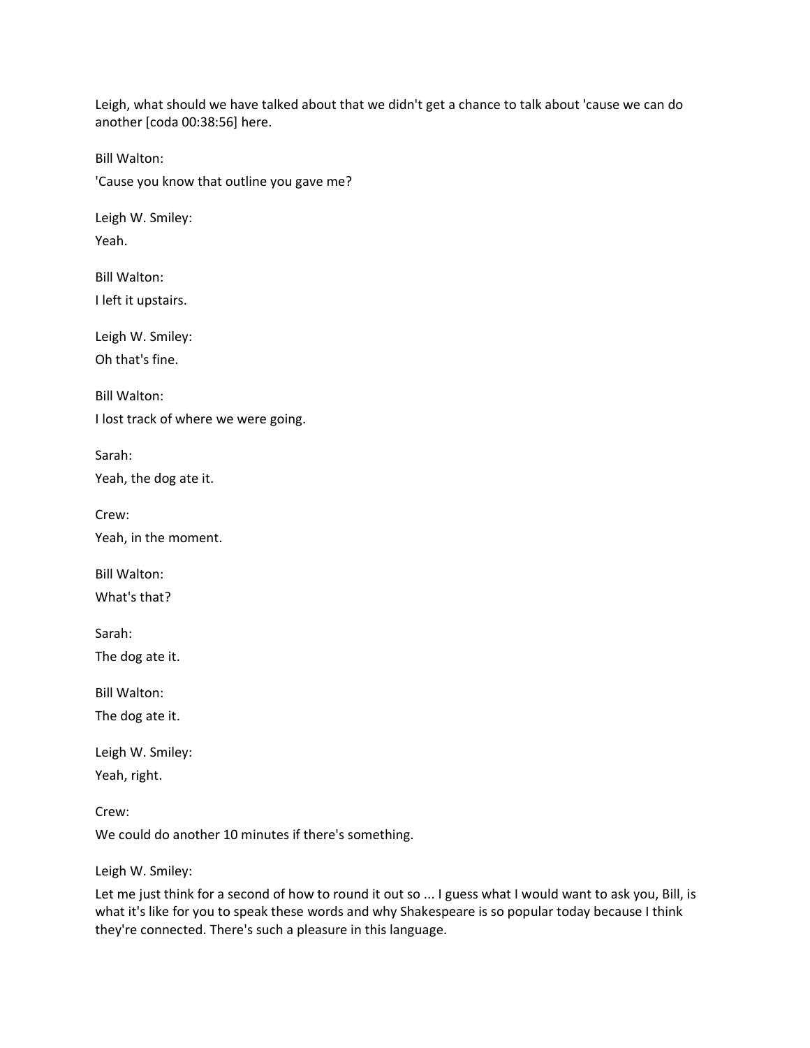Leigh, what should we have talked about that we didn't get a chance to talk about 'cause we can do another [coda 00:38:56] here.

Bill Walton:

'Cause you know that outline you gave me?

Leigh W. Smiley:

Yeah.

Bill Walton:

I left it upstairs.

Leigh W. Smiley:

Oh that's fine.

Bill Walton:

I lost track of where we were going.

Sarah:

Yeah, the dog ate it.

Crew:

Yeah, in the moment.

Bill Walton:

What's that?

Sarah:

The dog ate it.

Bill Walton:

The dog ate it.

Leigh W. Smiley:

Yeah, right.

Crew:

We could do another 10 minutes if there's something.

Leigh W. Smiley:

Let me just think for a second of how to round it out so ... I guess what I would want to ask you, Bill, is what it's like for you to speak these words and why Shakespeare is so popular today because I think they're connected. There's such a pleasure in this language.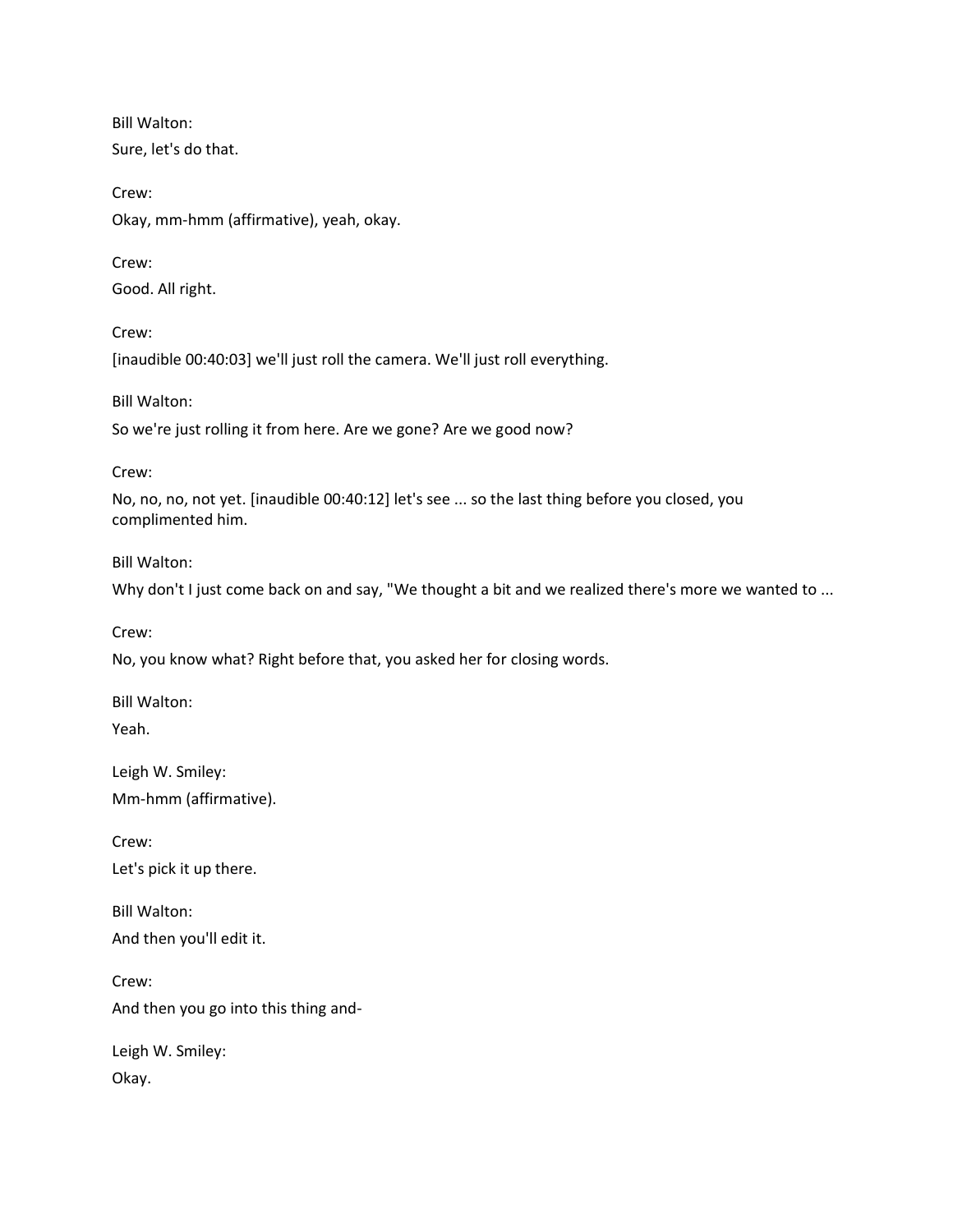Bill Walton:

Sure, let's do that.

Crew:

Okay, mm-hmm (affirmative), yeah, okay.

Crew:

Good. All right.

Crew:

[inaudible 00:40:03] we'll just roll the camera. We'll just roll everything.

Bill Walton:

So we're just rolling it from here. Are we gone? Are we good now?

Crew:

No, no, no, not yet. [inaudible 00:40:12] let's see ... so the last thing before you closed, you complimented him.

Bill Walton:

Why don't I just come back on and say, "We thought a bit and we realized there's more we wanted to ...

Crew:

No, you know what? Right before that, you asked her for closing words.

Bill Walton:

Yeah.

Leigh W. Smiley:

Mm-hmm (affirmative).

Crew:

Let's pick it up there.

Bill Walton:

And then you'll edit it.

Crew:

And then you go into this thing and-

Leigh W. Smiley:

Okay.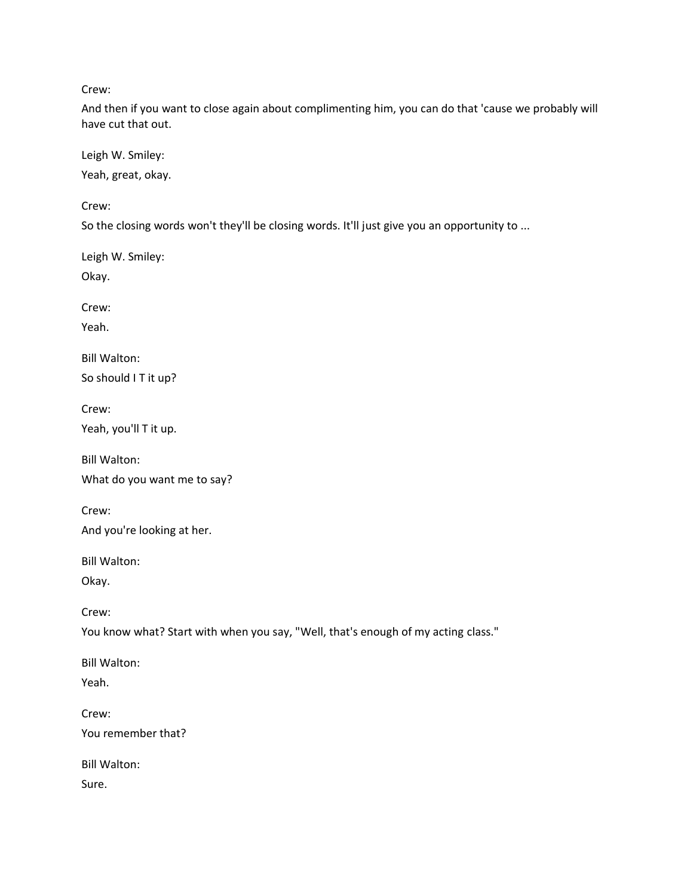Crew:

And then if you want to close again about complimenting him, you can do that 'cause we probably will have cut that out.

Leigh W. Smiley:

Yeah, great, okay.

Crew:

So the closing words won't they'll be closing words. It'll just give you an opportunity to ...

Leigh W. Smiley:

Okay.

Crew:

Yeah.

Bill Walton:

So should I T it up?

Crew:

Yeah, you'll T it up.

Bill Walton:

What do you want me to say?

Crew:

And you're looking at her.

Bill Walton:

Okay.

Crew:

You know what? Start with when you say, "Well, that's enough of my acting class."

Bill Walton:

Yeah.

Crew:

You remember that?

Bill Walton:

Sure.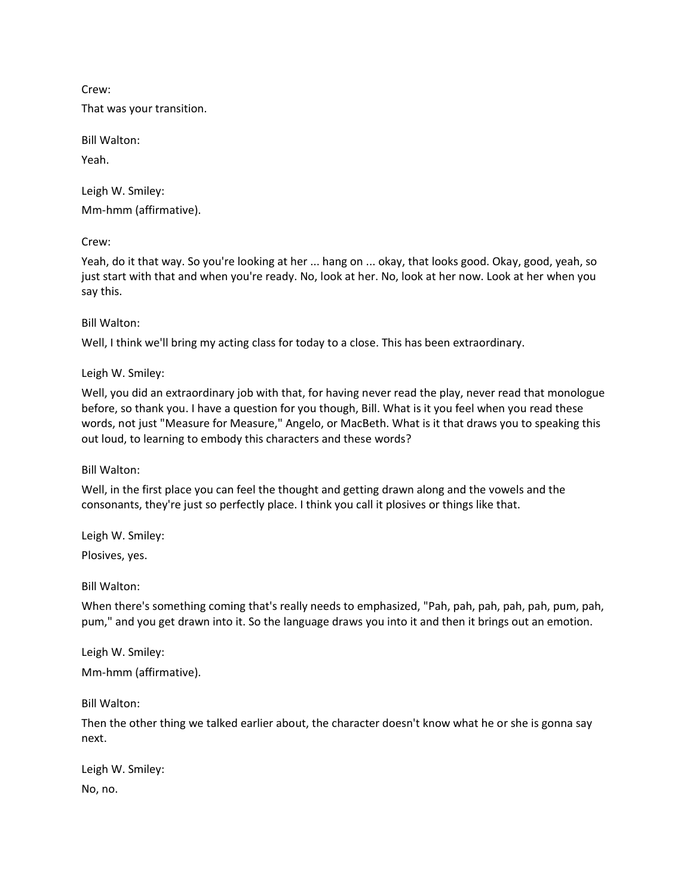Crew:

That was your transition.

Bill Walton:

Yeah.

Leigh W. Smiley:

Mm-hmm (affirmative).

Crew:

Yeah, do it that way. So you're looking at her ... hang on ... okay, that looks good. Okay, good, yeah, so just start with that and when you're ready. No, look at her. No, look at her now. Look at her when you say this.

Bill Walton:

Well, I think we'll bring my acting class for today to a close. This has been extraordinary.

Leigh W. Smiley:

Well, you did an extraordinary job with that, for having never read the play, never read that monologue before, so thank you. I have a question for you though, Bill. What is it you feel when you read these words, not just "Measure for Measure," Angelo, or MacBeth. What is it that draws you to speaking this out loud, to learning to embody this characters and these words?

Bill Walton:

Well, in the first place you can feel the thought and getting drawn along and the vowels and the consonants, they're just so perfectly place. I think you call it plosives or things like that.

Leigh W. Smiley:

Plosives, yes.

Bill Walton:

When there's something coming that's really needs to emphasized, "Pah, pah, pah, pah, pah, pum, pah, pum," and you get drawn into it. So the language draws you into it and then it brings out an emotion.

Leigh W. Smiley:

Mm-hmm (affirmative).

Bill Walton:

Then the other thing we talked earlier about, the character doesn't know what he or she is gonna say next.

Leigh W. Smiley:

No, no.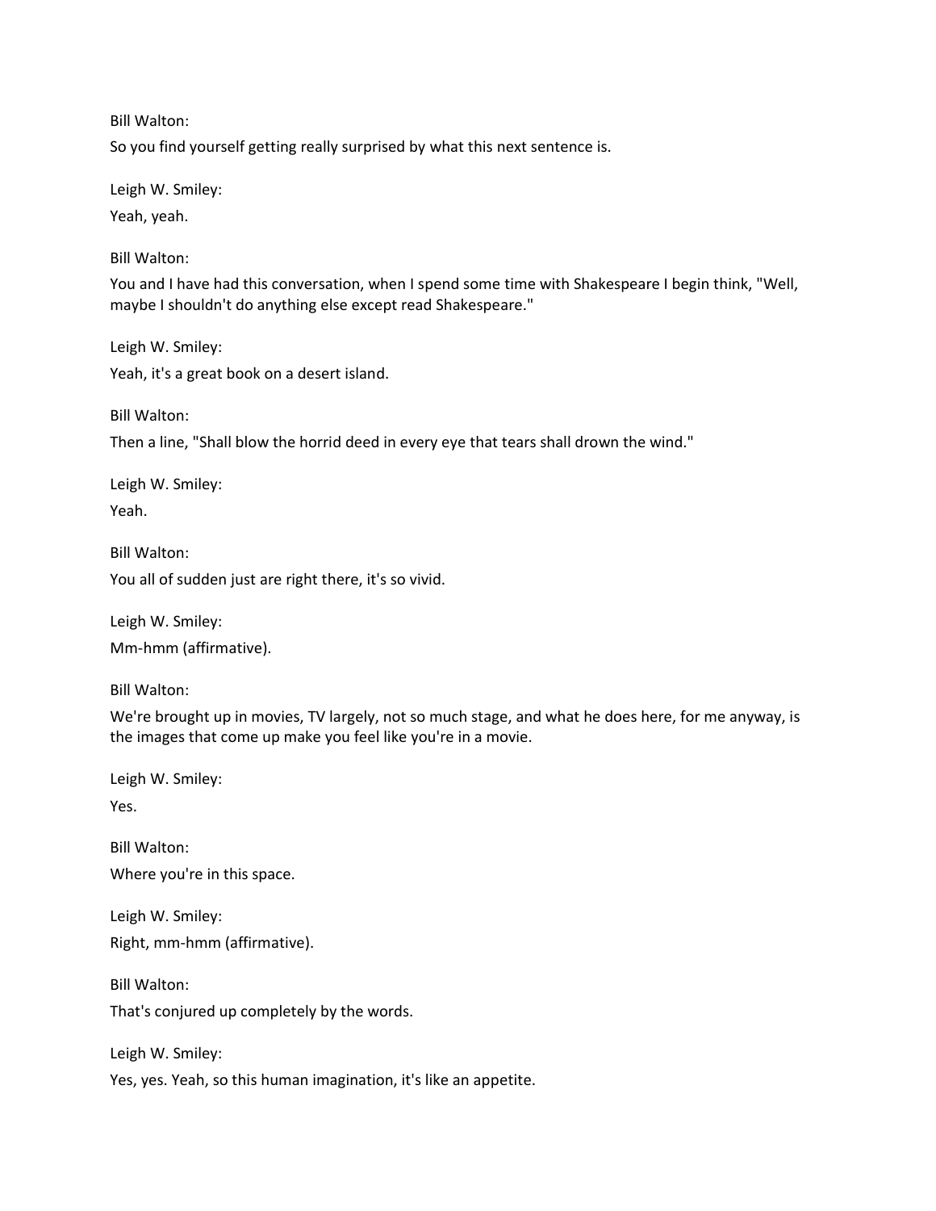Bill Walton:

So you find yourself getting really surprised by what this next sentence is.

Leigh W. Smiley:

Yeah, yeah.

Bill Walton:

You and I have had this conversation, when I spend some time with Shakespeare I begin think, "Well, maybe I shouldn't do anything else except read Shakespeare."

Leigh W. Smiley:

Yeah, it's a great book on a desert island.

Bill Walton:

Then a line, "Shall blow the horrid deed in every eye that tears shall drown the wind."

Leigh W. Smiley:

Yeah.

Bill Walton:

You all of sudden just are right there, it's so vivid.

Leigh W. Smiley:

Mm-hmm (affirmative).

Bill Walton:

We're brought up in movies, TV largely, not so much stage, and what he does here, for me anyway, is the images that come up make you feel like you're in a movie.

Leigh W. Smiley:

Yes.

Bill Walton:

Where you're in this space.

Leigh W. Smiley:

Right, mm-hmm (affirmative).

Bill Walton:

That's conjured up completely by the words.

Leigh W. Smiley:

Yes, yes. Yeah, so this human imagination, it's like an appetite.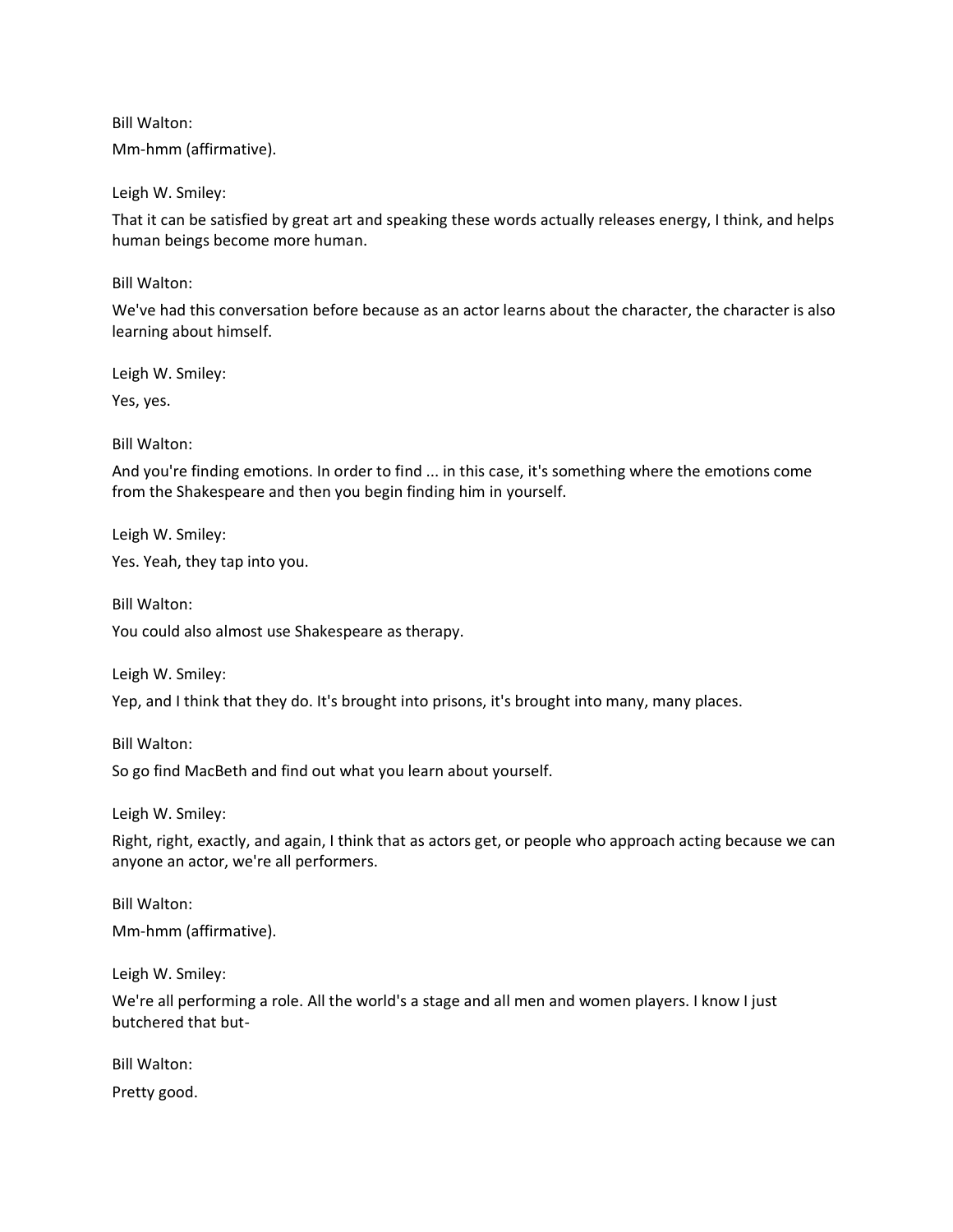Bill Walton:

Mm-hmm (affirmative).

Leigh W. Smiley:

That it can be satisfied by great art and speaking these words actually releases energy, I think, and helps human beings become more human.

Bill Walton:

We've had this conversation before because as an actor learns about the character, the character is also learning about himself.

Leigh W. Smiley:

Yes, yes.

Bill Walton:

And you're finding emotions. In order to find ... in this case, it's something where the emotions come from the Shakespeare and then you begin finding him in yourself.

Leigh W. Smiley:

Yes. Yeah, they tap into you.

Bill Walton:

You could also almost use Shakespeare as therapy.

Leigh W. Smiley:

Yep, and I think that they do. It's brought into prisons, it's brought into many, many places.

Bill Walton:

So go find MacBeth and find out what you learn about yourself.

Leigh W. Smiley:

Right, right, exactly, and again, I think that as actors get, or people who approach acting because we can anyone an actor, we're all performers.

Bill Walton:

Mm-hmm (affirmative).

Leigh W. Smiley:

We're all performing a role. All the world's a stage and all men and women players. I know I just butchered that but-

Bill Walton:

Pretty good.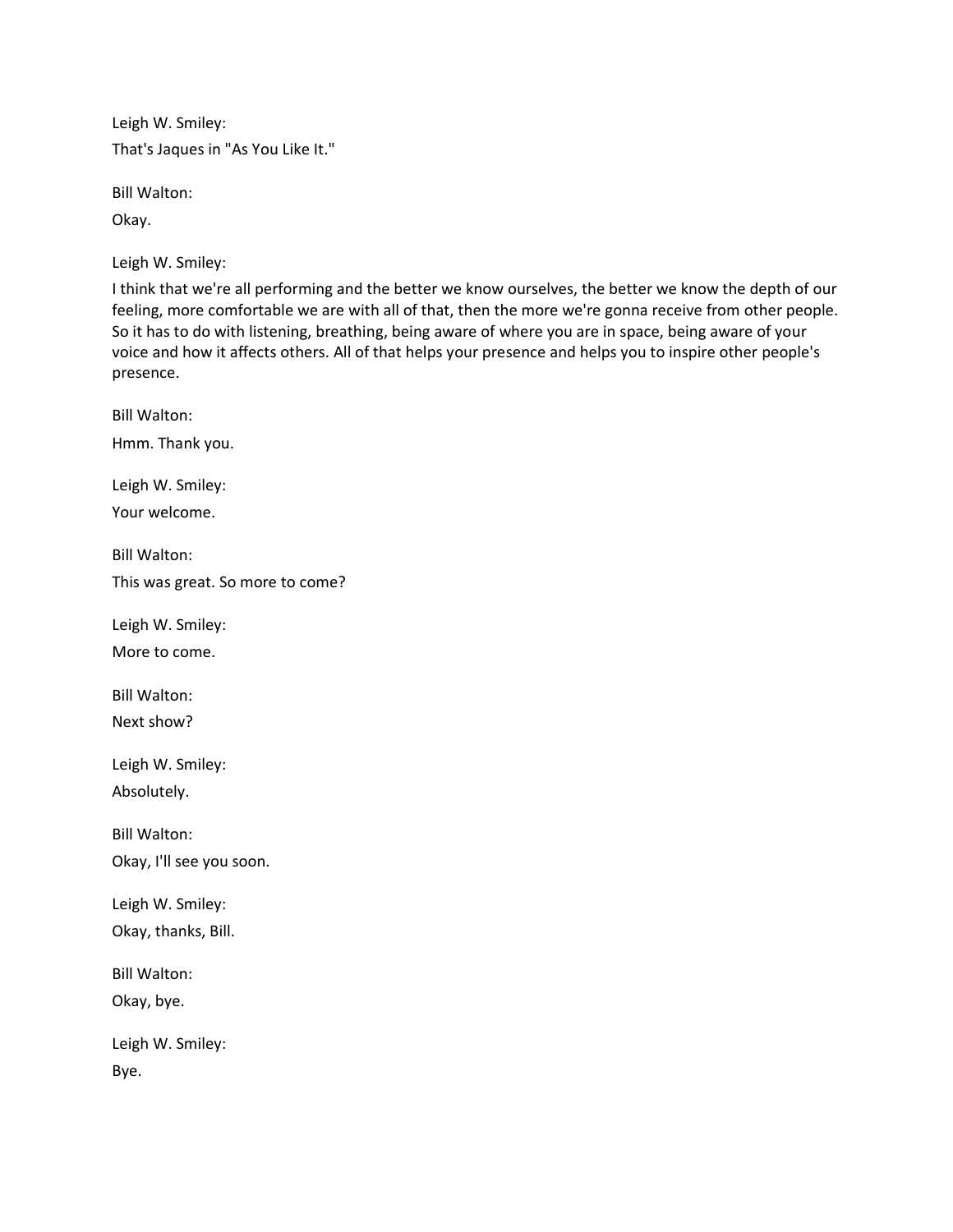Leigh W. Smiley:

That's Jaques in "As You Like It."

Bill Walton:

Okay.

Leigh W. Smiley:

I think that we're all performing and the better we know ourselves, the better we know the depth of our feeling, more comfortable we are with all of that, then the more we're gonna receive from other people. So it has to do with listening, breathing, being aware of where you are in space, being aware of your voice and how it affects others. All of that helps your presence and helps you to inspire other people's presence.

Bill Walton:

Hmm. Thank you.

Leigh W. Smiley:

Your welcome.

Bill Walton:

This was great. So more to come?

Leigh W. Smiley:

More to come.

Bill Walton:

Next show?

Leigh W. Smiley:

Absolutely.

Bill Walton:

Okay, I'll see you soon.

Leigh W. Smiley:

Okay, thanks, Bill.

Bill Walton:

Okay, bye.

Leigh W. Smiley:

Bye.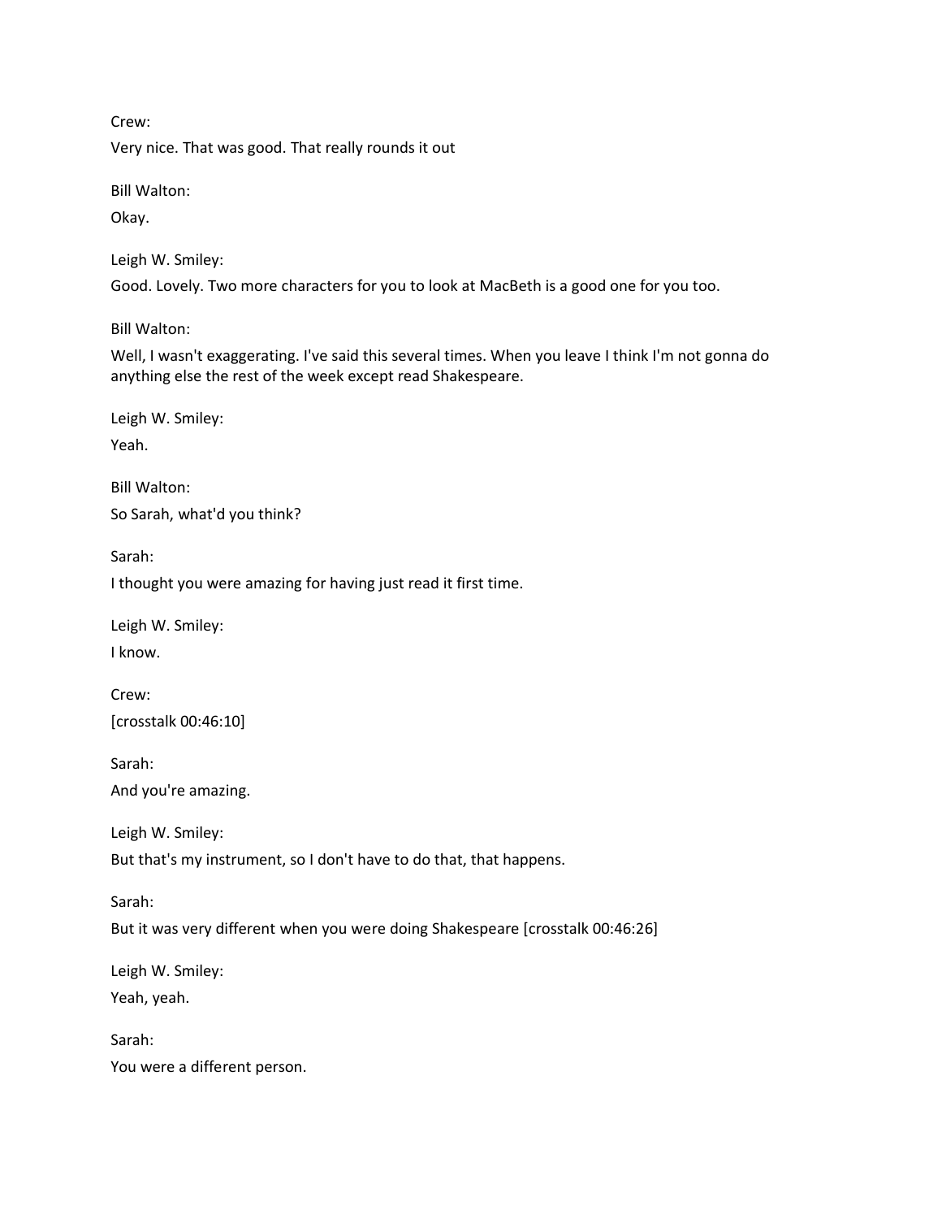Crew:

Very nice. That was good. That really rounds it out

Bill Walton:

Okay.

Leigh W. Smiley:

Good. Lovely. Two more characters for you to look at MacBeth is a good one for you too.

Bill Walton:

Well, I wasn't exaggerating. I've said this several times. When you leave I think I'm not gonna do anything else the rest of the week except read Shakespeare.

Leigh W. Smiley:

Yeah.

Bill Walton:

So Sarah, what'd you think?

Sarah:

I thought you were amazing for having just read it first time.

Leigh W. Smiley:

I know.

Crew:

[crosstalk 00:46:10]

Sarah:

And you're amazing.

Leigh W. Smiley:

But that's my instrument, so I don't have to do that, that happens.

Sarah:

But it was very different when you were doing Shakespeare [crosstalk 00:46:26]

Leigh W. Smiley:

Yeah, yeah.

Sarah:

You were a different person.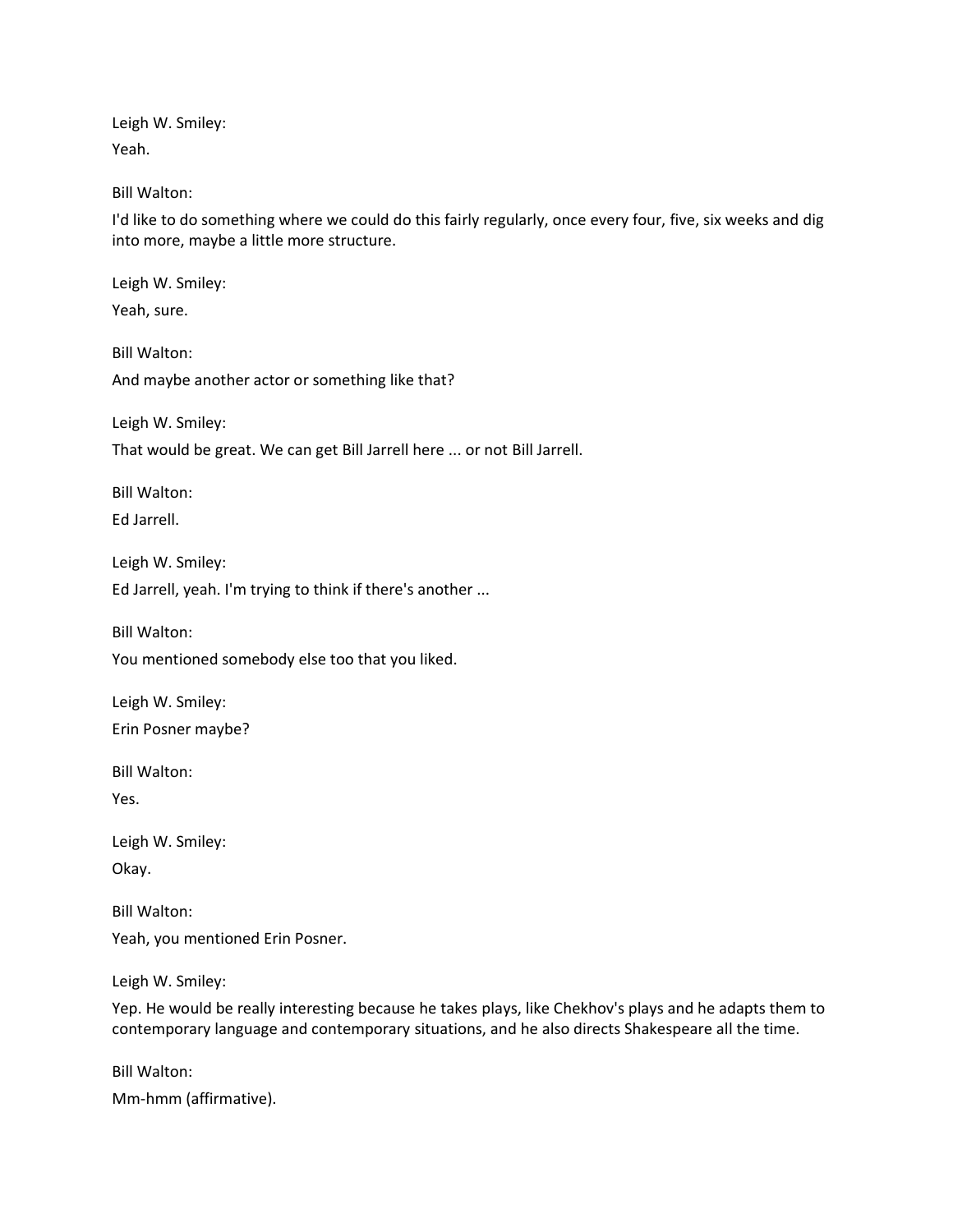Leigh W. Smiley:

Yeah.

Bill Walton:

I'd like to do something where we could do this fairly regularly, once every four, five, six weeks and dig into more, maybe a little more structure.

Leigh W. Smiley:

Yeah, sure.

Bill Walton:

And maybe another actor or something like that?

Leigh W. Smiley:

That would be great. We can get Bill Jarrell here ... or not Bill Jarrell.

Bill Walton:

Ed Jarrell.

Leigh W. Smiley:

Ed Jarrell, yeah. I'm trying to think if there's another ...

Bill Walton:

You mentioned somebody else too that you liked.

Leigh W. Smiley:

Erin Posner maybe?

Bill Walton:

Yes.

Leigh W. Smiley:

Okay.

Bill Walton:

Yeah, you mentioned Erin Posner.

Leigh W. Smiley:

Yep. He would be really interesting because he takes plays, like Chekhov's plays and he adapts them to contemporary language and contemporary situations, and he also directs Shakespeare all the time.

Bill Walton:

Mm-hmm (affirmative).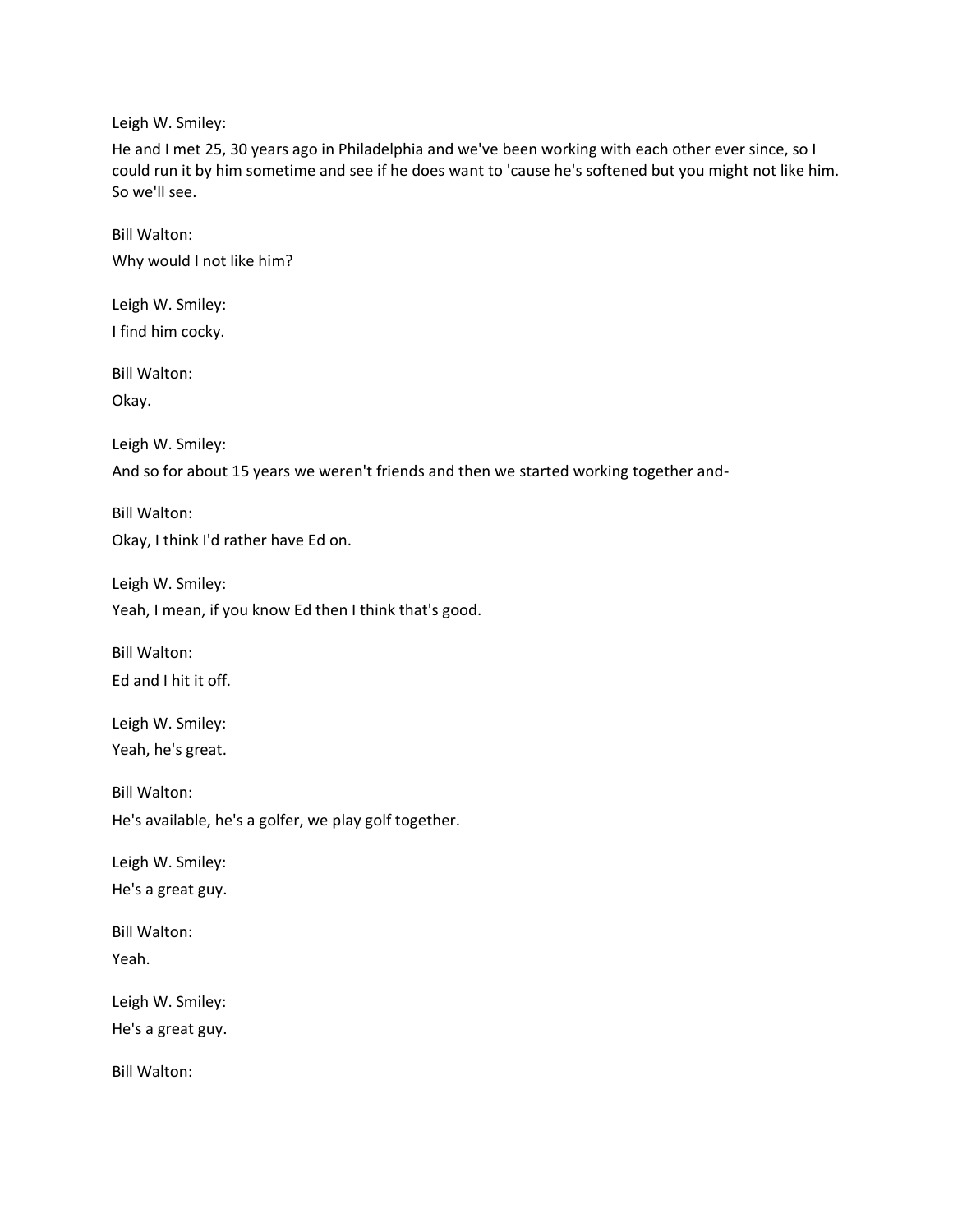Leigh W. Smiley:

He and I met 25, 30 years ago in Philadelphia and we've been working with each other ever since, so I could run it by him sometime and see if he does want to 'cause he's softened but you might not like him. So we'll see.

Bill Walton:

Why would I not like him?

Leigh W. Smiley:

I find him cocky.

Bill Walton:

Okay.

Leigh W. Smiley:

And so for about 15 years we weren't friends and then we started working together and-

Bill Walton:

Okay, I think I'd rather have Ed on.

Leigh W. Smiley:

Yeah, I mean, if you know Ed then I think that's good.

Bill Walton:

Ed and I hit it off.

Leigh W. Smiley:

Yeah, he's great.

Bill Walton:

He's available, he's a golfer, we play golf together.

Leigh W. Smiley:

He's a great guy.

Bill Walton:

Yeah.

Leigh W. Smiley:

He's a great guy.

Bill Walton: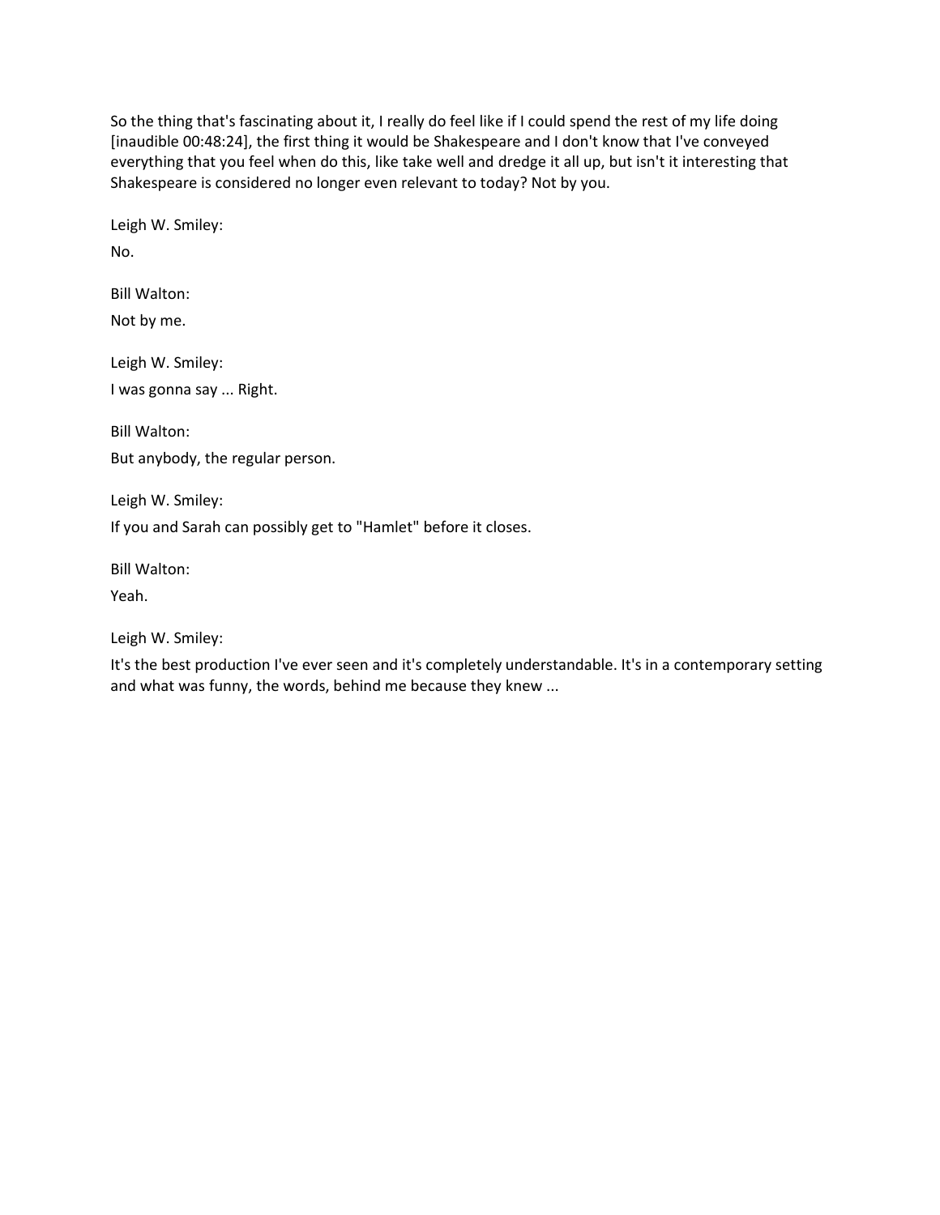So the thing that's fascinating about it, I really do feel like if I could spend the rest of my life doing [inaudible 00:48:24], the first thing it would be Shakespeare and I don't know that I've conveyed everything that you feel when do this, like take well and dredge it all up, but isn't it interesting that Shakespeare is considered no longer even relevant to today? Not by you.

Leigh W. Smiley:

No.

Bill Walton:

Not by me.

Leigh W. Smiley:

I was gonna say ... Right.

Bill Walton:

But anybody, the regular person.

Leigh W. Smiley:

If you and Sarah can possibly get to "Hamlet" before it closes.

Bill Walton:

Yeah.

Leigh W. Smiley:

It's the best production I've ever seen and it's completely understandable. It's in a contemporary setting and what was funny, the words, behind me because they knew ...